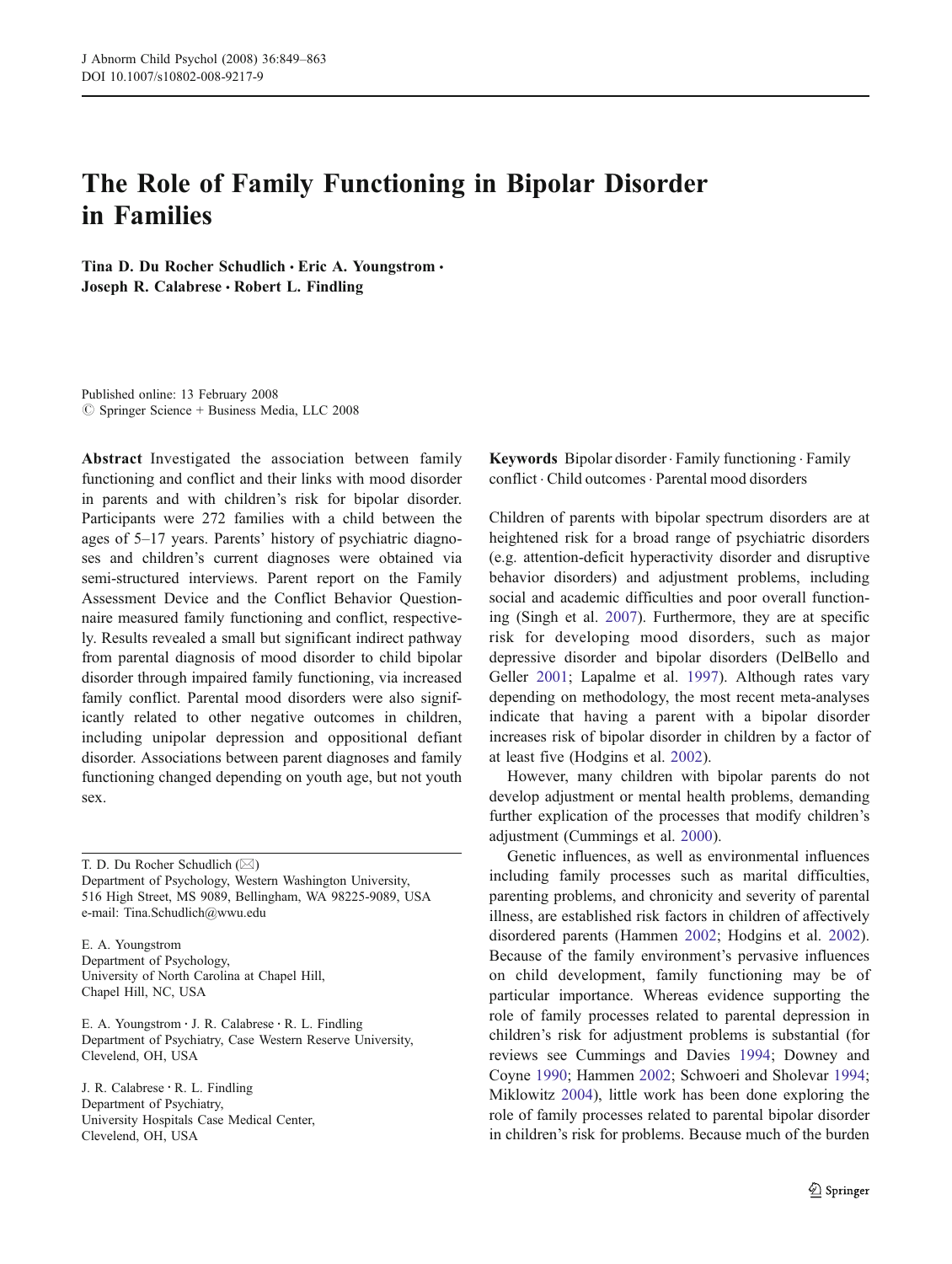# The Role of Family Functioning in Bipolar Disorder in Families

**Tina D. Du Rocher Schudlich · Eric A. Youngstrom · Joseph R. Calabrese · Robert L. Findling**

Published online: 13 February 2008
© Springer Science + Business Media, LLC 2008

**Abstract** Investigated the association between family functioning and conflict and their links with mood disorder in parents and with children's risk for bipolar disorder. Participants were 272 families with a child between the ages of 5–17 years. Parents' history of psychiatric diagnoses and children's current diagnoses were obtained via semi-structured interviews. Parent report on the Family Assessment Device and the Conflict Behavior Questionnaire measured family functioning and conflict, respectively. Results revealed a small but significant indirect pathway from parental diagnosis of mood disorder to child bipolar disorder through impaired family functioning, via increased family conflict. Parental mood disorders were also significantly related to other negative outcomes in children, including unipolar depression and oppositional defiant disorder. Associations between parent diagnoses and family functioning changed depending on youth age, but not youth sex.

**Keywords** Bipolar disorder · Family functioning · Family conflict · Child outcomes · Parental mood disorders

T. D. Du Rocher Schudlich (✉)
Department of Psychology, Western Washington University, 516 High Street, MS 9089, Bellingham, WA 98225-9089, USA
e-mail: Tina.Schudlich@wwu.edu

E. A. Youngstrom
Department of Psychology, University of North Carolina at Chapel Hill, Chapel Hill, NC, USA

E. A. Youngstrom · J. R. Calabrese · R. L. Findling
Department of Psychiatry, Case Western Reserve University, Clevelend, OH, USA

J. R. Calabrese · R. L. Findling
Department of Psychiatry, University Hospitals Case Medical Center, Clevelend, OH, USA

Children of parents with bipolar spectrum disorders are at heightened risk for a broad range of psychiatric disorders (e.g. attention-deficit hyperactivity disorder and disruptive behavior disorders) and adjustment problems, including social and academic difficulties and poor overall functioning (Singh et al. 2007). Furthermore, they are at specific risk for developing mood disorders, such as major depressive disorder and bipolar disorders (DelBello and Geller 2001; Lapalme et al. 1997). Although rates vary depending on methodology, the most recent meta-analyses indicate that having a parent with a bipolar disorder increases risk of bipolar disorder in children by a factor of at least five (Hodgins et al. 2002).

However, many children with bipolar parents do not develop adjustment or mental health problems, demanding further explication of the processes that modify children's adjustment (Cummings et al. 2000).

Genetic influences, as well as environmental influences including family processes such as marital difficulties, parenting problems, and chronicity and severity of parental illness, are established risk factors in children of affectively disordered parents (Hammen 2002; Hodgins et al. 2002). Because of the family environment's pervasive influences on child development, family functioning may be of particular importance. Whereas evidence supporting the role of family processes related to parental depression in children's risk for adjustment problems is substantial (for reviews see Cummings and Davies 1994; Downey and Coyne 1990; Hammen 2002; Schwoeri and Sholevar 1994; Miklowitz 2004), little work has been done exploring the role of family processes related to parental bipolar disorder in children's risk for problems. Because much of the burden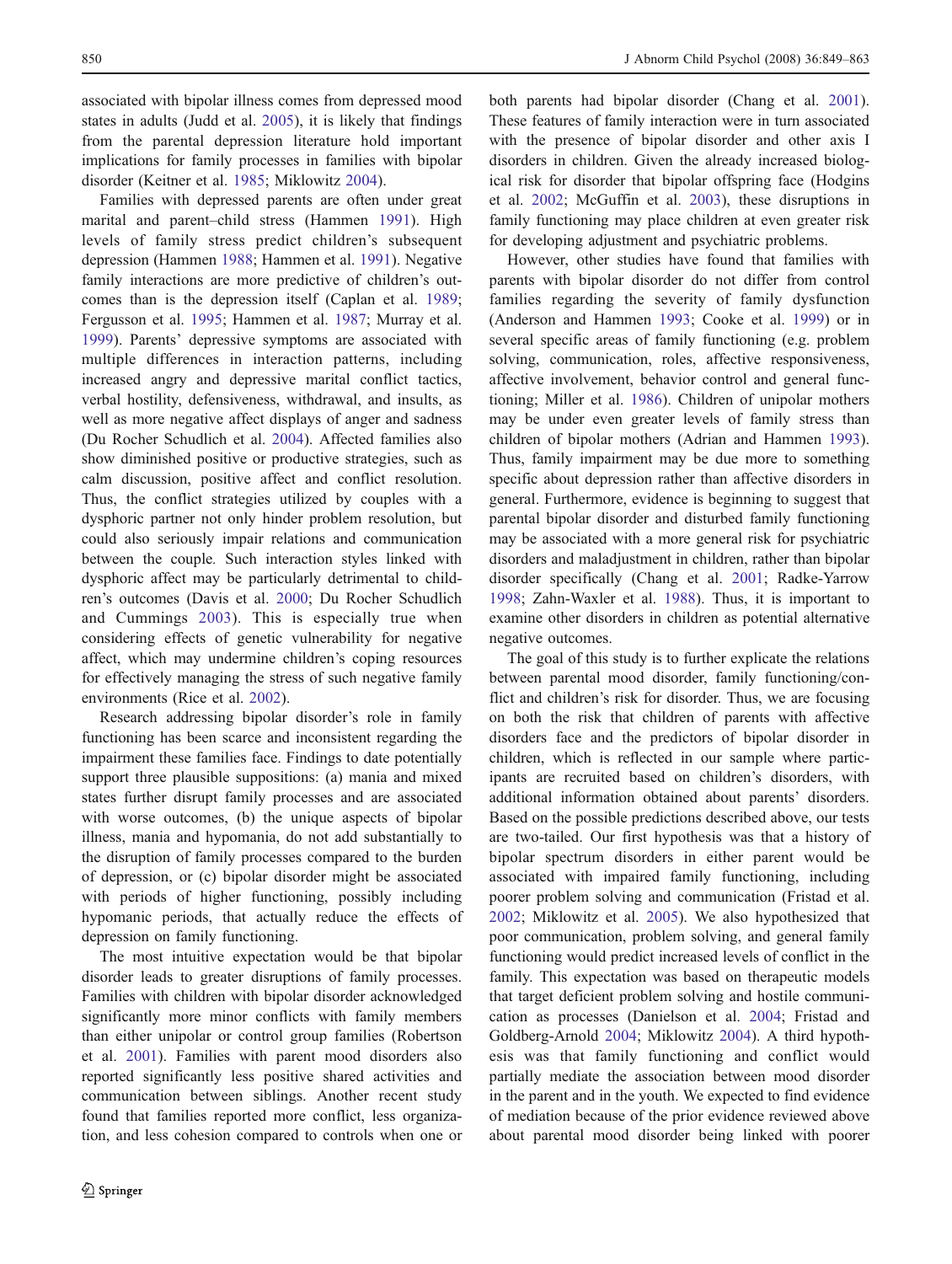associated with bipolar illness comes from depressed mood states in adults (Judd et al. 2005), it is likely that findings from the parental depression literature hold important implications for family processes in families with bipolar disorder (Keitner et al. 1985; Miklowitz 2004).

Families with depressed parents are often under great marital and parent–child stress (Hammen 1991). High levels of family stress predict children's subsequent depression (Hammen 1988; Hammen et al. 1991). Negative family interactions are more predictive of children's outcomes than is the depression itself (Caplan et al. 1989; Fergusson et al. 1995; Hammen et al. 1987; Murray et al. 1999). Parents' depressive symptoms are associated with multiple differences in interaction patterns, including increased angry and depressive marital conflict tactics, verbal hostility, defensiveness, withdrawal, and insults, as well as more negative affect displays of anger and sadness (Du Rocher Schudlich et al. 2004). Affected families also show diminished positive or productive strategies, such as calm discussion, positive affect and conflict resolution. Thus, the conflict strategies utilized by couples with a dysphoric partner not only hinder problem resolution, but could also seriously impair relations and communication between the couple. Such interaction styles linked with dysphoric affect may be particularly detrimental to children's outcomes (Davis et al. 2000; Du Rocher Schudlich and Cummings 2003). This is especially true when considering effects of genetic vulnerability for negative affect, which may undermine children's coping resources for effectively managing the stress of such negative family environments (Rice et al. 2002).

Research addressing bipolar disorder's role in family functioning has been scarce and inconsistent regarding the impairment these families face. Findings to date potentially support three plausible suppositions: (a) mania and mixed states further disrupt family processes and are associated with worse outcomes, (b) the unique aspects of bipolar illness, mania and hypomania, do not add substantially to the disruption of family processes compared to the burden of depression, or (c) bipolar disorder might be associated with periods of higher functioning, possibly including hypomanic periods, that actually reduce the effects of depression on family functioning.

The most intuitive expectation would be that bipolar disorder leads to greater disruptions of family processes. Families with children with bipolar disorder acknowledged significantly more minor conflicts with family members than either unipolar or control group families (Robertson et al. 2001). Families with parent mood disorders also reported significantly less positive shared activities and communication between siblings. Another recent study found that families reported more conflict, less organization, and less cohesion compared to controls when one or both parents had bipolar disorder (Chang et al. 2001). These features of family interaction were in turn associated with the presence of bipolar disorder and other axis I disorders in children. Given the already increased biological risk for disorder that bipolar offspring face (Hodgins et al. 2002; McGuffin et al. 2003), these disruptions in family functioning may place children at even greater risk for developing adjustment and psychiatric problems.

However, other studies have found that families with parents with bipolar disorder do not differ from control families regarding the severity of family dysfunction (Anderson and Hammen 1993; Cooke et al. 1999) or in several specific areas of family functioning (e.g. problem solving, communication, roles, affective responsiveness, affective involvement, behavior control and general functioning; Miller et al. 1986). Children of unipolar mothers may be under even greater levels of family stress than children of bipolar mothers (Adrian and Hammen 1993). Thus, family impairment may be due more to something specific about depression rather than affective disorders in general. Furthermore, evidence is beginning to suggest that parental bipolar disorder and disturbed family functioning may be associated with a more general risk for psychiatric disorders and maladjustment in children, rather than bipolar disorder specifically (Chang et al. 2001; Radke-Yarrow 1998; Zahn-Waxler et al. 1988). Thus, it is important to examine other disorders in children as potential alternative negative outcomes.

The goal of this study is to further explicate the relations between parental mood disorder, family functioning/conflict and children's risk for disorder. Thus, we are focusing on both the risk that children of parents with affective disorders face and the predictors of bipolar disorder in children, which is reflected in our sample where participants are recruited based on children's disorders, with additional information obtained about parents' disorders. Based on the possible predictions described above, our tests are two-tailed. Our first hypothesis was that a history of bipolar spectrum disorders in either parent would be associated with impaired family functioning, including poorer problem solving and communication (Fristad et al. 2002; Miklowitz et al. 2005). We also hypothesized that poor communication, problem solving, and general family functioning would predict increased levels of conflict in the family. This expectation was based on therapeutic models that target deficient problem solving and hostile communication as processes (Danielson et al. 2004; Fristad and Goldberg-Arnold 2004; Miklowitz 2004). A third hypothesis was that family functioning and conflict would partially mediate the association between mood disorder in the parent and in the youth. We expected to find evidence of mediation because of the prior evidence reviewed above about parental mood disorder being linked with poorer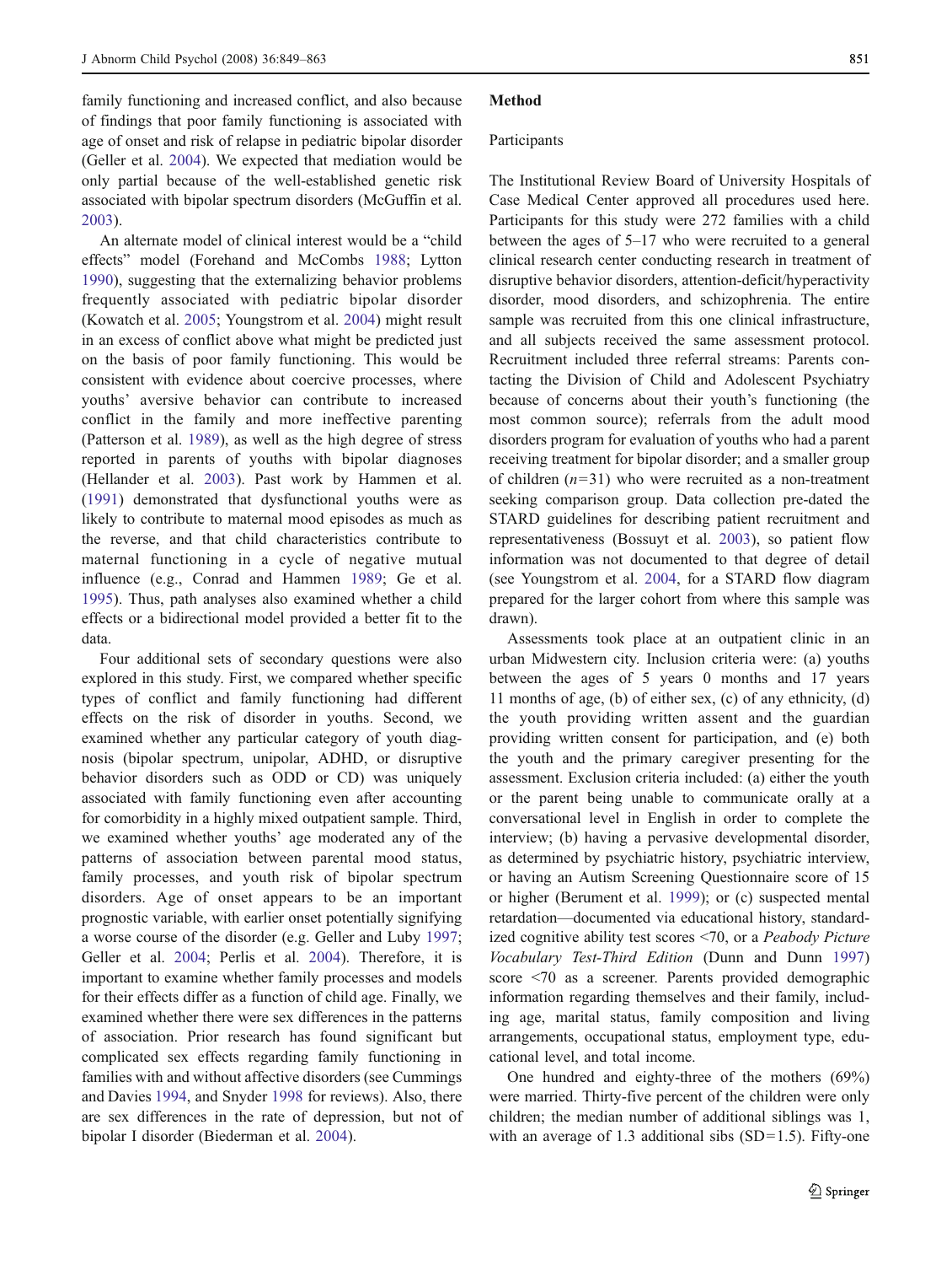family functioning and increased conflict, and also because of findings that poor family functioning is associated with age of onset and risk of relapse in pediatric bipolar disorder (Geller et al. 2004). We expected that mediation would be only partial because of the well-established genetic risk associated with bipolar spectrum disorders (McGuffin et al. 2003).

An alternate model of clinical interest would be a "child effects" model (Forehand and McCombs 1988; Lytton 1990), suggesting that the externalizing behavior problems frequently associated with pediatric bipolar disorder (Kowatch et al. 2005; Youngstrom et al. 2004) might result in an excess of conflict above what might be predicted just on the basis of poor family functioning. This would be consistent with evidence about coercive processes, where youths' aversive behavior can contribute to increased conflict in the family and more ineffective parenting (Patterson et al. 1989), as well as the high degree of stress reported in parents of youths with bipolar diagnoses (Hellander et al. 2003). Past work by Hammen et al. (1991) demonstrated that dysfunctional youths were as likely to contribute to maternal mood episodes as much as the reverse, and that child characteristics contribute to maternal functioning in a cycle of negative mutual influence (e.g., Conrad and Hammen 1989; Ge et al. 1995). Thus, path analyses also examined whether a child effects or a bidirectional model provided a better fit to the data.

Four additional sets of secondary questions were also explored in this study. First, we compared whether specific types of conflict and family functioning had different effects on the risk of disorder in youths. Second, we examined whether any particular category of youth diagnosis (bipolar spectrum, unipolar, ADHD, or disruptive behavior disorders such as ODD or CD) was uniquely associated with family functioning even after accounting for comorbidity in a highly mixed outpatient sample. Third, we examined whether youths' age moderated any of the patterns of association between parental mood status, family processes, and youth risk of bipolar spectrum disorders. Age of onset appears to be an important prognostic variable, with earlier onset potentially signifying a worse course of the disorder (e.g. Geller and Luby 1997; Geller et al. 2004; Perlis et al. 2004). Therefore, it is important to examine whether family processes and models for their effects differ as a function of child age. Finally, we examined whether there were sex differences in the patterns of association. Prior research has found significant but complicated sex effects regarding family functioning in families with and without affective disorders (see Cummings and Davies 1994, and Snyder 1998 for reviews). Also, there are sex differences in the rate of depression, but not of bipolar I disorder (Biederman et al. 2004).

## Method

### Participants

The Institutional Review Board of University Hospitals of Case Medical Center approved all procedures used here. Participants for this study were 272 families with a child between the ages of 5–17 who were recruited to a general clinical research center conducting research in treatment of disruptive behavior disorders, attention-deficit/hyperactivity disorder, mood disorders, and schizophrenia. The entire sample was recruited from this one clinical infrastructure, and all subjects received the same assessment protocol. Recruitment included three referral streams: Parents contacting the Division of Child and Adolescent Psychiatry because of concerns about their youth's functioning (the most common source); referrals from the adult mood disorders program for evaluation of youths who had a parent receiving treatment for bipolar disorder; and a smaller group of children ($n=31$) who were recruited as a non-treatment seeking comparison group. Data collection pre-dated the STARD guidelines for describing patient recruitment and representativeness (Bossuyt et al. 2003), so patient flow information was not documented to that degree of detail (see Youngstrom et al. 2004, for a STARD flow diagram prepared for the larger cohort from where this sample was drawn).

Assessments took place at an outpatient clinic in an urban Midwestern city. Inclusion criteria were: (a) youths between the ages of 5 years 0 months and 17 years 11 months of age, (b) of either sex, (c) of any ethnicity, (d) the youth providing written assent and the guardian providing written consent for participation, and (e) both the youth and the primary caregiver presenting for the assessment. Exclusion criteria included: (a) either the youth or the parent being unable to communicate orally at a conversational level in English in order to complete the interview; (b) having a pervasive developmental disorder, as determined by psychiatric history, psychiatric interview, or having an Autism Screening Questionnaire score of 15 or higher (Berument et al. 1999); or (c) suspected mental retardation—documented via educational history, standardized cognitive ability test scores <70, or a *Peabody Picture Vocabulary Test-Third Edition* (Dunn and Dunn 1997) score <70 as a screener. Parents provided demographic information regarding themselves and their family, including age, marital status, family composition and living arrangements, occupational status, employment type, educational level, and total income.

One hundred and eighty-three of the mothers (69%) were married. Thirty-five percent of the children were only children; the median number of additional siblings was 1, with an average of 1.3 additional sibs (SD=1.5). Fifty-one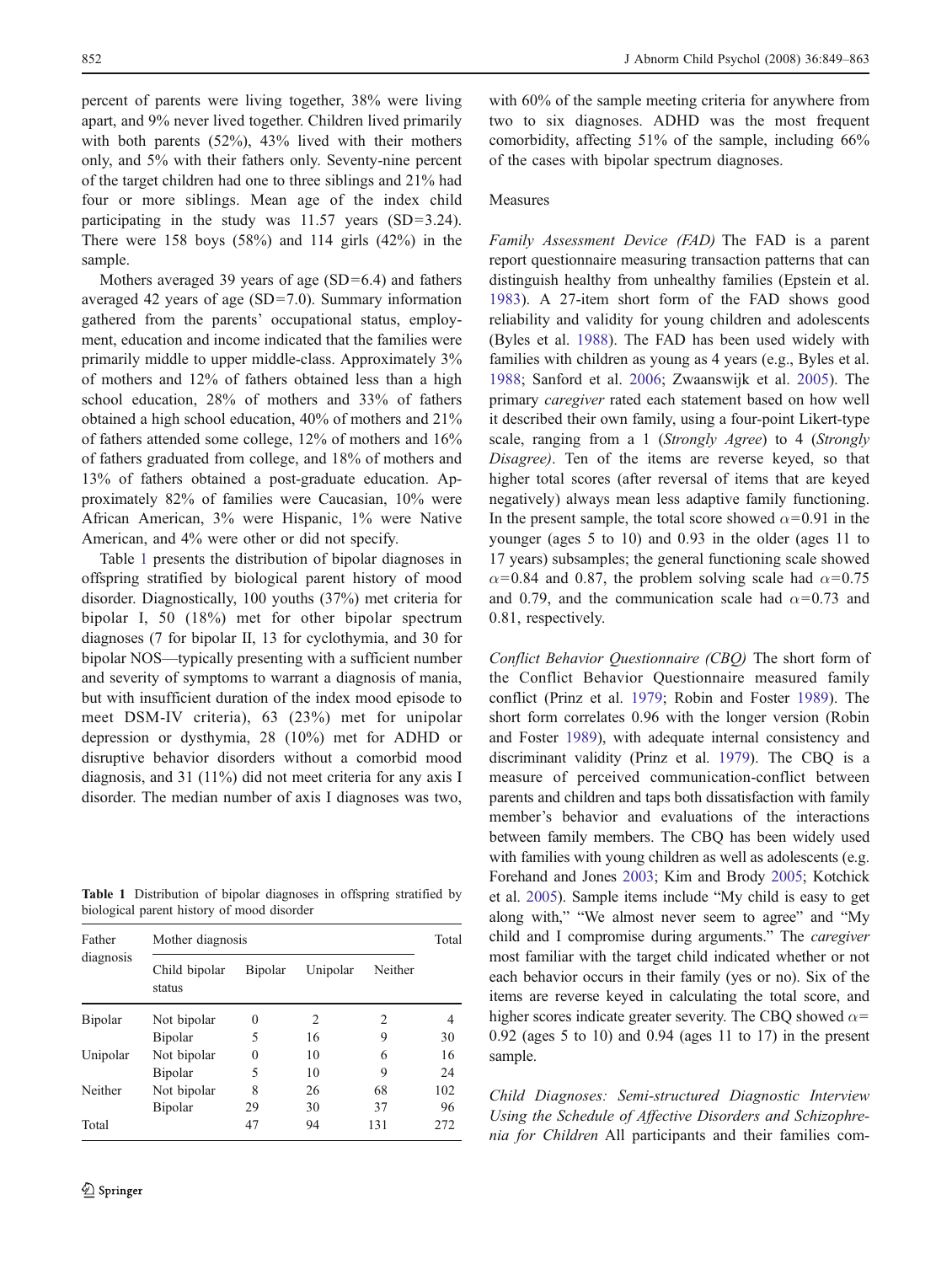percent of parents were living together, 38% were living apart, and 9% never lived together. Children lived primarily with both parents (52%), 43% lived with their mothers only, and 5% with their fathers only. Seventy-nine percent of the target children had one to three siblings and 21% had four or more siblings. Mean age of the index child participating in the study was 11.57 years (SD=3.24). There were 158 boys (58%) and 114 girls (42%) in the sample.

Mothers averaged 39 years of age (SD=6.4) and fathers averaged 42 years of age (SD=7.0). Summary information gathered from the parents' occupational status, employment, education and income indicated that the families were primarily middle to upper middle-class. Approximately 3% of mothers and 12% of fathers obtained less than a high school education, 28% of mothers and 33% of fathers obtained a high school education, 40% of mothers and 21% of fathers attended some college, 12% of mothers and 16% of fathers graduated from college, and 18% of mothers and 13% of fathers obtained a post-graduate education. Approximately 82% of families were Caucasian, 10% were African American, 3% were Hispanic, 1% were Native American, and 4% were other or did not specify.

Table 1 presents the distribution of bipolar diagnoses in offspring stratified by biological parent history of mood disorder. Diagnostically, 100 youths (37%) met criteria for bipolar I, 50 (18%) met for other bipolar spectrum diagnoses (7 for bipolar II, 13 for cyclothymia, and 30 for bipolar NOS—typically presenting with a sufficient number and severity of symptoms to warrant a diagnosis of mania, but with insufficient duration of the index mood episode to meet DSM-IV criteria), 63 (23%) met for unipolar depression or dysthymia, 28 (10%) met for ADHD or disruptive behavior disorders without a comorbid mood diagnosis, and 31 (11%) did not meet criteria for any axis I disorder. The median number of axis I diagnoses was two, with 60% of the sample meeting criteria for anywhere from two to six diagnoses. ADHD was the most frequent comorbidity, affecting 51% of the sample, including 66% of the cases with bipolar spectrum diagnoses.

**Table 1** Distribution of bipolar diagnoses in offspring stratified by biological parent history of mood disorder

| Father diagnosis | Mother diagnosis | | | | Total |
|---|---|---|---|---|---|
| | Child bipolar status | Bipolar | Unipolar | Neither | |
| Bipolar | Not bipolar | 0 | 2 | 2 | 4 |
| | Bipolar | 5 | 16 | 9 | 30 |
| Unipolar | Not bipolar | 0 | 10 | 6 | 16 |
| | Bipolar | 5 | 10 | 9 | 24 |
| Neither | Not bipolar | 8 | 26 | 68 | 102 |
| | Bipolar | 29 | 30 | 37 | 96 |
| Total | | 47 | 94 | 131 | 272 |

## Measures

*Family Assessment Device (FAD)* The FAD is a parent report questionnaire measuring transaction patterns that can distinguish healthy from unhealthy families (Epstein et al. 1983). A 27-item short form of the FAD shows good reliability and validity for young children and adolescents (Byles et al. 1988). The FAD has been used widely with families with children as young as 4 years (e.g., Byles et al. 1988; Sanford et al. 2006; Zwaanswijk et al. 2005). The primary *caregiver* rated each statement based on how well it described their own family, using a four-point Likert-type scale, ranging from a 1 (*Strongly Agree*) to 4 (*Strongly Disagree)*. Ten of the items are reverse keyed, so that higher total scores (after reversal of items that are keyed negatively) always mean less adaptive family functioning. In the present sample, the total score showed $\alpha$=0.91 in the younger (ages 5 to 10) and 0.93 in the older (ages 11 to 17 years) subsamples; the general functioning scale showed $\alpha$=0.84 and 0.87, the problem solving scale had $\alpha$=0.75 and 0.79, and the communication scale had $\alpha$=0.73 and 0.81, respectively.

*Conflict Behavior Questionnaire (CBQ)* The short form of the Conflict Behavior Questionnaire measured family conflict (Prinz et al. 1979; Robin and Foster 1989). The short form correlates 0.96 with the longer version (Robin and Foster 1989), with adequate internal consistency and discriminant validity (Prinz et al. 1979). The CBQ is a measure of perceived communication-conflict between parents and children and taps both dissatisfaction with family member's behavior and evaluations of the interactions between family members. The CBQ has been widely used with families with young children as well as adolescents (e.g. Forehand and Jones 2003; Kim and Brody 2005; Kotchick et al. 2005). Sample items include "My child is easy to get along with," "We almost never seem to agree" and "My child and I compromise during arguments." The *caregiver* most familiar with the target child indicated whether or not each behavior occurs in their family (yes or no). Six of the items are reverse keyed in calculating the total score, and higher scores indicate greater severity. The CBQ showed $\alpha$= 0.92 (ages 5 to 10) and 0.94 (ages 11 to 17) in the present sample.

*Child Diagnoses: Semi-structured Diagnostic Interview Using the Schedule of Affective Disorders and Schizophrenia for Children* All participants and their families com-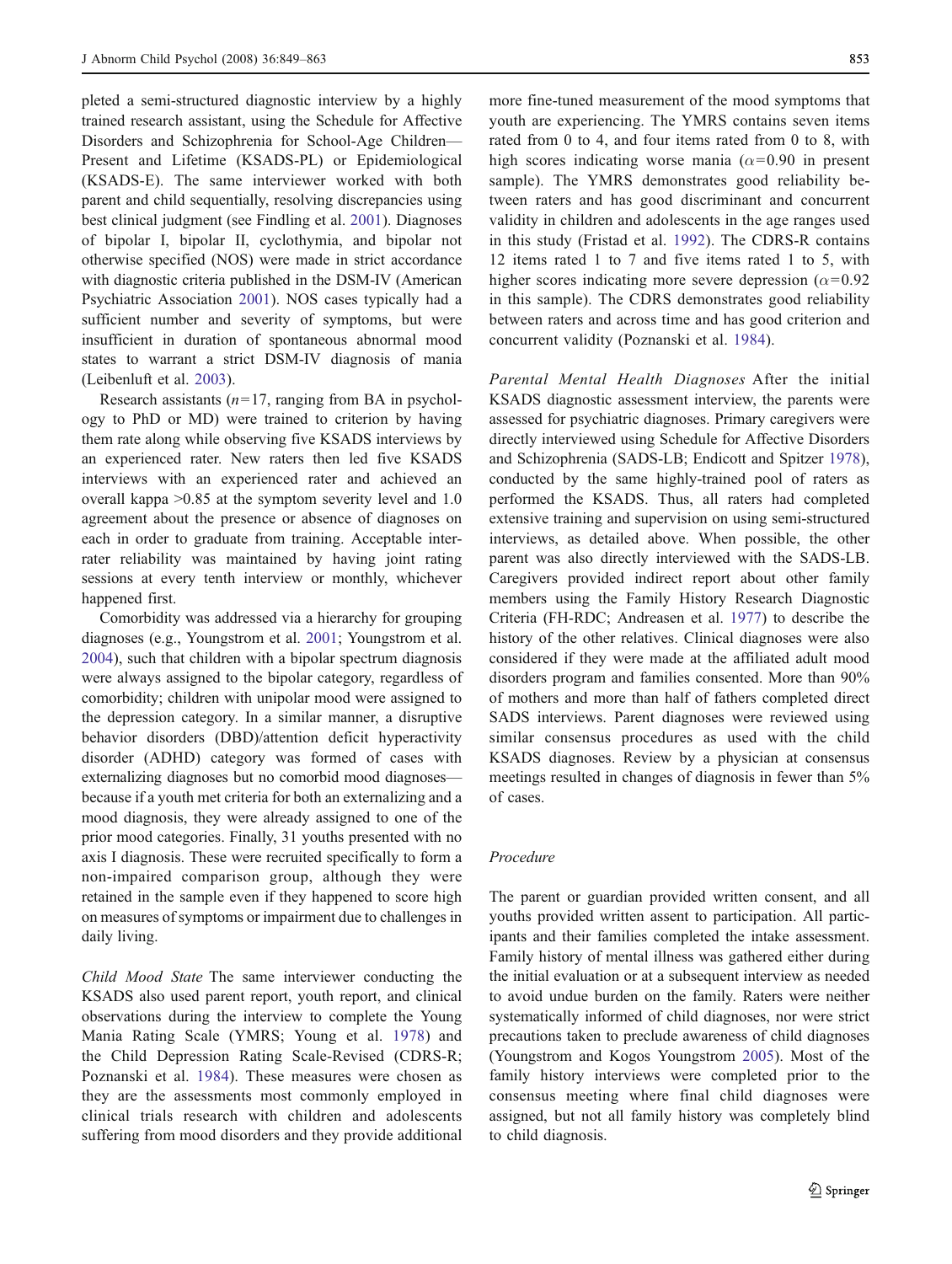pleted a semi-structured diagnostic interview by a highly trained research assistant, using the Schedule for Affective Disorders and Schizophrenia for School-Age Children—Present and Lifetime (KSADS-PL) or Epidemiological (KSADS-E). The same interviewer worked with both parent and child sequentially, resolving discrepancies using best clinical judgment (see Findling et al. 2001). Diagnoses of bipolar I, bipolar II, cyclothymia, and bipolar not otherwise specified (NOS) were made in strict accordance with diagnostic criteria published in the DSM-IV (American Psychiatric Association 2001). NOS cases typically had a sufficient number and severity of symptoms, but were insufficient in duration of spontaneous abnormal mood states to warrant a strict DSM-IV diagnosis of mania (Leibenluft et al. 2003).

Research assistants ($n$=17, ranging from BA in psychology to PhD or MD) were trained to criterion by having them rate along while observing five KSADS interviews by an experienced rater. New raters then led five KSADS interviews with an experienced rater and achieved an overall kappa >0.85 at the symptom severity level and 1.0 agreement about the presence or absence of diagnoses on each in order to graduate from training. Acceptable inter-rater reliability was maintained by having joint rating sessions at every tenth interview or monthly, whichever happened first.

Comorbidity was addressed via a hierarchy for grouping diagnoses (e.g., Youngstrom et al. 2001; Youngstrom et al. 2004), such that children with a bipolar spectrum diagnosis were always assigned to the bipolar category, regardless of comorbidity; children with unipolar mood were assigned to the depression category. In a similar manner, a disruptive behavior disorders (DBD)/attention deficit hyperactivity disorder (ADHD) category was formed of cases with externalizing diagnoses but no comorbid mood diagnoses—because if a youth met criteria for both an externalizing and a mood diagnosis, they were already assigned to one of the prior mood categories. Finally, 31 youths presented with no axis I diagnosis. These were recruited specifically to form a non-impaired comparison group, although they were retained in the sample even if they happened to score high on measures of symptoms or impairment due to challenges in daily living.

*Child Mood State* The same interviewer conducting the KSADS also used parent report, youth report, and clinical observations during the interview to complete the Young Mania Rating Scale (YMRS; Young et al. 1978) and the Child Depression Rating Scale-Revised (CDRS-R; Poznanski et al. 1984). These measures were chosen as they are the assessments most commonly employed in clinical trials research with children and adolescents suffering from mood disorders and they provide additional more fine-tuned measurement of the mood symptoms that youth are experiencing. The YMRS contains seven items rated from 0 to 4, and four items rated from 0 to 8, with high scores indicating worse mania ($\alpha$=0.90 in present sample). The YMRS demonstrates good reliability between raters and has good discriminant and concurrent validity in children and adolescents in the age ranges used in this study (Fristad et al. 1992). The CDRS-R contains 12 items rated 1 to 7 and five items rated 1 to 5, with higher scores indicating more severe depression ($\alpha$=0.92 in this sample). The CDRS demonstrates good reliability between raters and across time and has good criterion and concurrent validity (Poznanski et al. 1984).

*Parental Mental Health Diagnoses* After the initial KSADS diagnostic assessment interview, the parents were assessed for psychiatric diagnoses. Primary caregivers were directly interviewed using Schedule for Affective Disorders and Schizophrenia (SADS-LB; Endicott and Spitzer 1978), conducted by the same highly-trained pool of raters as performed the KSADS. Thus, all raters had completed extensive training and supervision on using semi-structured interviews, as detailed above. When possible, the other parent was also directly interviewed with the SADS-LB. Caregivers provided indirect report about other family members using the Family History Research Diagnostic Criteria (FH-RDC; Andreasen et al. 1977) to describe the history of the other relatives. Clinical diagnoses were also considered if they were made at the affiliated adult mood disorders program and families consented. More than 90% of mothers and more than half of fathers completed direct SADS interviews. Parent diagnoses were reviewed using similar consensus procedures as used with the child KSADS diagnoses. Review by a physician at consensus meetings resulted in changes of diagnosis in fewer than 5% of cases.

## Procedure

The parent or guardian provided written consent, and all youths provided written assent to participation. All participants and their families completed the intake assessment. Family history of mental illness was gathered either during the initial evaluation or at a subsequent interview as needed to avoid undue burden on the family. Raters were neither systematically informed of child diagnoses, nor were strict precautions taken to preclude awareness of child diagnoses (Youngstrom and Kogos Youngstrom 2005). Most of the family history interviews were completed prior to the consensus meeting where final child diagnoses were assigned, but not all family history was completely blind to child diagnosis.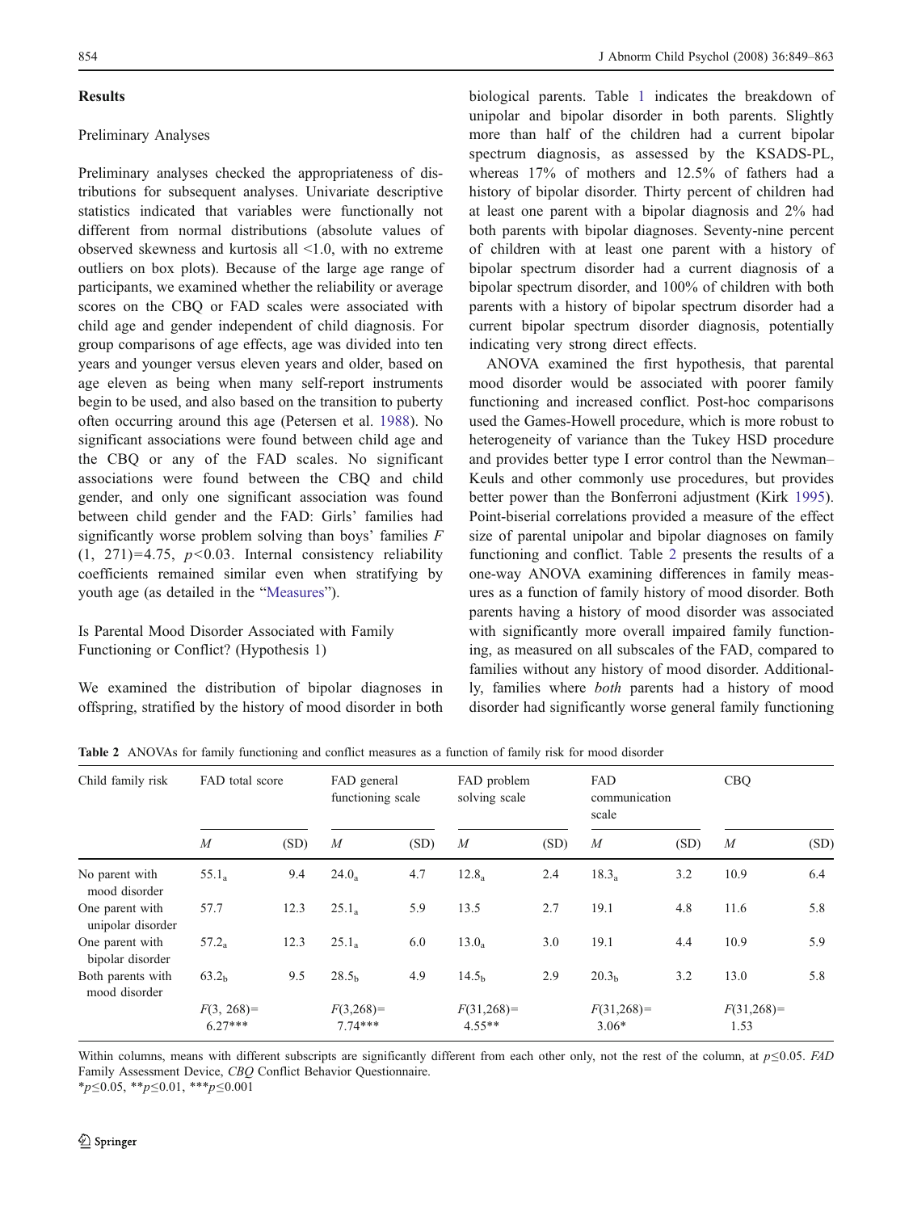## Results

### Preliminary Analyses

Preliminary analyses checked the appropriateness of distributions for subsequent analyses. Univariate descriptive statistics indicated that variables were functionally not different from normal distributions (absolute values of observed skewness and kurtosis all <1.0, with no extreme outliers on box plots). Because of the large age range of participants, we examined whether the reliability or average scores on the CBQ or FAD scales were associated with child age and gender independent of child diagnosis. For group comparisons of age effects, age was divided into ten years and younger versus eleven years and older, based on age eleven as being when many self-report instruments begin to be used, and also based on the transition to puberty often occurring around this age (Petersen et al. 1988). No significant associations were found between child age and the CBQ or any of the FAD scales. No significant associations were found between the CBQ and child gender, and only one significant association was found between child gender and the FAD: Girls' families had significantly worse problem solving than boys' families $F(1, 271)=4.75$, $p<0.03$. Internal consistency reliability coefficients remained similar even when stratifying by youth age (as detailed in the "Measures").

### Is Parental Mood Disorder Associated with Family Functioning or Conflict? (Hypothesis 1)

We examined the distribution of bipolar diagnoses in offspring, stratified by the history of mood disorder in both biological parents. Table 1 indicates the breakdown of unipolar and bipolar disorder in both parents. Slightly more than half of the children had a current bipolar spectrum diagnosis, as assessed by the KSADS-PL, whereas 17% of mothers and 12.5% of fathers had a history of bipolar disorder. Thirty percent of children had at least one parent with a bipolar diagnosis and 2% had both parents with bipolar diagnoses. Seventy-nine percent of children with at least one parent with a history of bipolar spectrum disorder had a current diagnosis of a bipolar spectrum disorder, and 100% of children with both parents with a history of bipolar spectrum disorder had a current bipolar spectrum disorder diagnosis, potentially indicating very strong direct effects.

ANOVA examined the first hypothesis, that parental mood disorder would be associated with poorer family functioning and increased conflict. Post-hoc comparisons used the Games-Howell procedure, which is more robust to heterogeneity of variance than the Tukey HSD procedure and provides better type I error control than the Newman–Keuls and other commonly use procedures, but provides better power than the Bonferroni adjustment (Kirk 1995). Point-biserial correlations provided a measure of the effect size of parental unipolar and bipolar diagnoses on family functioning and conflict. Table 2 presents the results of a one-way ANOVA examining differences in family measures as a function of family history of mood disorder. Both parents having a history of mood disorder was associated with significantly more overall impaired family functioning, as measured on all subscales of the FAD, compared to families without any history of mood disorder. Additionally, families where *both* parents had a history of mood disorder had significantly worse general family functioning

**Table 2** ANOVAs for family functioning and conflict measures as a function of family risk for mood disorder

| Child family risk | FAD total score | | FAD general functioning scale | | FAD problem solving scale | | FAD communication scale | | CBQ | |
|---|---|---|---|---|---|---|---|---|---|---|
| | *M* | (SD) | *M* | (SD) | *M* | (SD) | *M* | (SD) | *M* | (SD) |
| No parent with mood disorder | $55.1_a$ | 9.4 | $24.0_a$ | 4.7 | $12.8_a$ | 2.4 | $18.3_a$ | 3.2 | 10.9 | 6.4 |
| One parent with unipolar disorder | 57.7 | 12.3 | $25.1_a$ | 5.9 | 13.5 | 2.7 | 19.1 | 4.8 | 11.6 | 5.8 |
| One parent with bipolar disorder | $57.2_a$ | 12.3 | $25.1_a$ | 6.0 | $13.0_a$ | 3.0 | 19.1 | 4.4 | 10.9 | 5.9 |
| Both parents with mood disorder | $63.2_b$ | 9.5 | $28.5_b$ | 4.9 | $14.5_b$ | 2.9 | $20.3_b$ | 3.2 | 13.0 | 5.8 |
| | $F(3, 268)=6.27$*** | | $F(3,268)=7.74$*** | | $F(31,268)=4.55$** | | $F(31,268)=3.06$* | | $F(31,268)=1.53$ | |

Within columns, means with different subscripts are significantly different from each other only, not the rest of the column, at $p\leq0.05$. *FAD* Family Assessment Device, *CBQ* Conflict Behavior Questionnaire.
*$p\leq0.05$, **$p\leq0.01$, ***$p\leq0.001$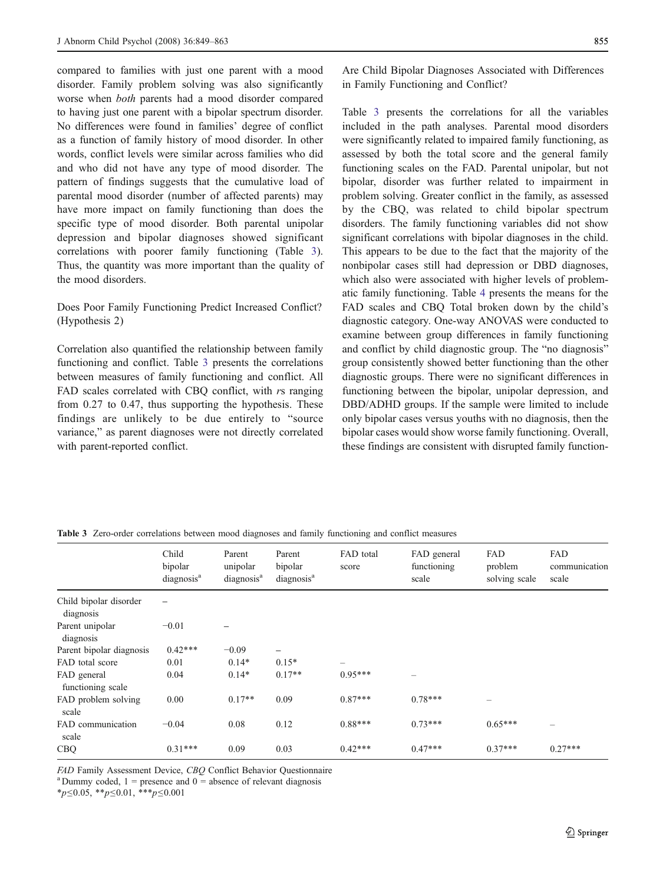compared to families with just one parent with a mood disorder. Family problem solving was also significantly worse when *both* parents had a mood disorder compared to having just one parent with a bipolar spectrum disorder. No differences were found in families' degree of conflict as a function of family history of mood disorder. In other words, conflict levels were similar across families who did and who did not have any type of mood disorder. The pattern of findings suggests that the cumulative load of parental mood disorder (number of affected parents) may have more impact on family functioning than does the specific type of mood disorder. Both parental unipolar depression and bipolar diagnoses showed significant correlations with poorer family functioning (Table 3). Thus, the quantity was more important than the quality of the mood disorders.

### Does Poor Family Functioning Predict Increased Conflict? (Hypothesis 2)

Correlation also quantified the relationship between family functioning and conflict. Table 3 presents the correlations between measures of family functioning and conflict. All FAD scales correlated with CBQ conflict, with *r*s ranging from 0.27 to 0.47, thus supporting the hypothesis. These findings are unlikely to be due entirely to "source variance," as parent diagnoses were not directly correlated with parent-reported conflict.

### Are Child Bipolar Diagnoses Associated with Differences in Family Functioning and Conflict?

Table 3 presents the correlations for all the variables included in the path analyses. Parental mood disorders were significantly related to impaired family functioning, as assessed by both the total score and the general family functioning scales on the FAD. Parental unipolar, but not bipolar, disorder was further related to impairment in problem solving. Greater conflict in the family, as assessed by the CBQ, was related to child bipolar spectrum disorders. The family functioning variables did not show significant correlations with bipolar diagnoses in the child. This appears to be due to the fact that the majority of the nonbipolar cases still had depression or DBD diagnoses, which also were associated with higher levels of problematic family functioning. Table 4 presents the means for the FAD scales and CBQ Total broken down by the child's diagnostic category. One-way ANOVAS were conducted to examine between group differences in family functioning and conflict by child diagnostic group. The "no diagnosis" group consistently showed better functioning than the other diagnostic groups. There were no significant differences in functioning between the bipolar, unipolar depression, and DBD/ADHD groups. If the sample were limited to include only bipolar cases versus youths with no diagnosis, then the bipolar cases would show worse family functioning. Overall, these findings are consistent with disrupted family function-

**Table 3** Zero-order correlations between mood diagnoses and family functioning and conflict measures

| | Child bipolar diagnosis[a] | Parent unipolar diagnosis[a] | Parent bipolar diagnosis[a] | FAD total score | FAD general functioning scale | FAD problem solving scale | FAD communication scale |
|---|---|---|---|---|---|---|---|
| Child bipolar disorder diagnosis | – | | | | | | |
| Parent unipolar diagnosis | −0.01 | – | | | | | |
| Parent bipolar diagnosis | 0.42*** | −0.09 | – | | | | |
| FAD total score | 0.01 | 0.14* | 0.15* | – | | | |
| FAD general functioning scale | 0.04 | 0.14* | 0.17** | 0.95*** | – | | |
| FAD problem solving scale | 0.00 | 0.17** | 0.09 | 0.87*** | 0.78*** | – | |
| FAD communication scale | −0.04 | 0.08 | 0.12 | 0.88*** | 0.73*** | 0.65*** | – |
| CBQ | 0.31*** | 0.09 | 0.03 | 0.42*** | 0.47*** | 0.37*** | 0.27*** |

*FAD* Family Assessment Device, *CBQ* Conflict Behavior Questionnaire

[a] Dummy coded, 1 = presence and 0 = absence of relevant diagnosis

*$p \leq 0.05$, **$p \leq 0.01$, ***$p \leq 0.001$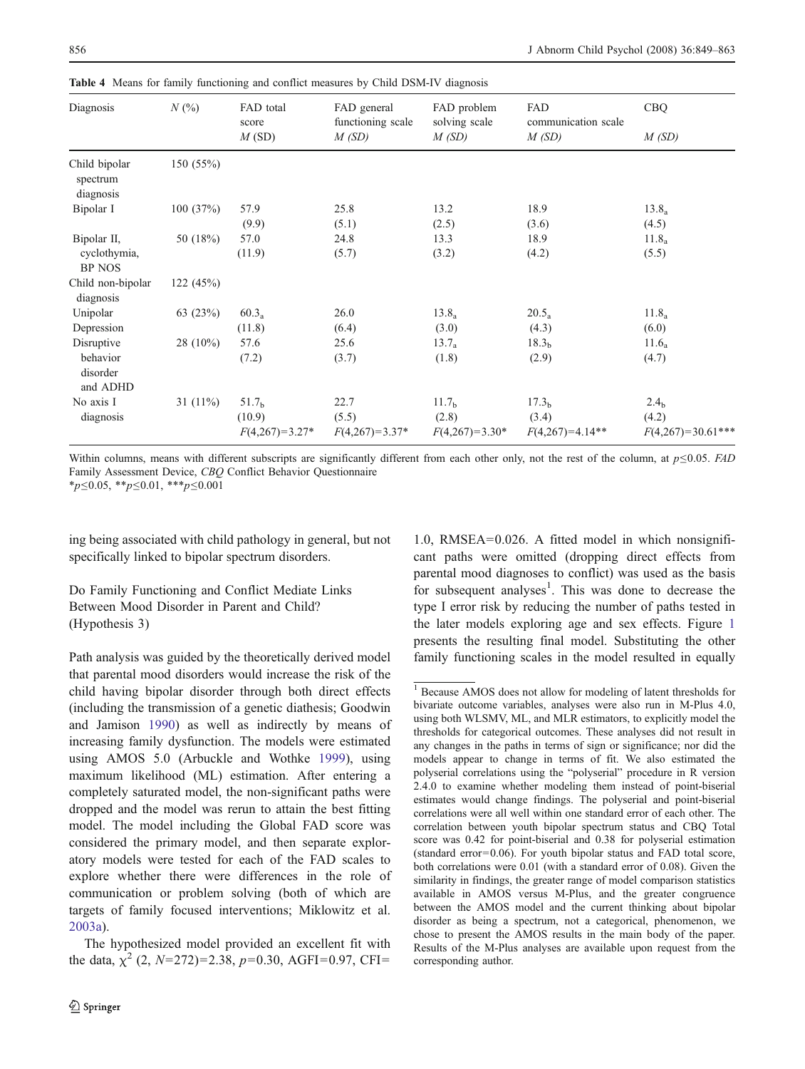**Table 4** Means for family functioning and conflict measures by Child DSM-IV diagnosis

| Diagnosis | N (%) | FAD total score M (SD) | FAD general functioning scale M (SD) | FAD problem solving scale M (SD) | FAD communication scale M (SD) | CBQ M (SD) |
|---|---|---|---|---|---|---|
| Child bipolar spectrum diagnosis | 150 (55%) | | | | | |
| Bipolar I | 100 (37%) | 57.9 (9.9) | 25.8 (5.1) | 13.2 (2.5) | 18.9 (3.6) | $13.8_a$ (4.5) |
| Bipolar II, cyclothymia, BP NOS | 50 (18%) | 57.0 (11.9) | 24.8 (5.7) | 13.3 (3.2) | 18.9 (4.2) | $11.8_a$ (5.5) |
| Child non-bipolar diagnosis | 122 (45%) | | | | | |
| Unipolar Depression | 63 (23%) | $60.3_a$ (11.8) | 26.0 (6.4) | $13.8_a$ (3.0) | $20.5_a$ (4.3) | $11.8_a$ (6.0) |
| Disruptive behavior disorder and ADHD | 28 (10%) | 57.6 (7.2) | 25.6 (3.7) | $13.7_a$ (1.8) | $18.3_b$ (2.9) | $11.6_a$ (4.7) |
| No axis I diagnosis | 31 (11%) | $51.7_b$ (10.9) | 22.7 (5.5) | $11.7_b$ (2.8) | $17.3_b$ (3.4) | $2.4_b$ (4.2) |
| | | $F(4,267)=3.27^*$ | $F(4,267)=3.37^*$ | $F(4,267)=3.30^*$ | $F(4,267)=4.14^{**}$ | $F(4,267)=30.61^{***}$ |

Within columns, means with different subscripts are significantly different from each other only, not the rest of the column, at $p\leq 0.05$. *FAD* Family Assessment Device, *CBQ* Conflict Behavior Questionnaire

\*$p\leq 0.05$, \*\*$p\leq 0.01$, \*\*\*$p\leq 0.001$

ing being associated with child pathology in general, but not specifically linked to bipolar spectrum disorders.

### Do Family Functioning and Conflict Mediate Links Between Mood Disorder in Parent and Child? (Hypothesis 3)

Path analysis was guided by the theoretically derived model that parental mood disorders would increase the risk of the child having bipolar disorder through both direct effects (including the transmission of a genetic diathesis; Goodwin and Jamison 1990) as well as indirectly by means of increasing family dysfunction. The models were estimated using AMOS 5.0 (Arbuckle and Wothke 1999), using maximum likelihood (ML) estimation. After entering a completely saturated model, the non-significant paths were dropped and the model was rerun to attain the best fitting model. The model including the Global FAD score was considered the primary model, and then separate exploratory models were tested for each of the FAD scales to explore whether there were differences in the role of communication or problem solving (both of which are targets of family focused interventions; Miklowitz et al. 2003a).

The hypothesized model provided an excellent fit with the data, $\chi^2$ (2, $N$=272)=2.38, $p$=0.30, AGFI=0.97, CFI=1.0, RMSEA=0.026. A fitted model in which nonsignificant paths were omitted (dropping direct effects from parental mood diagnoses to conflict) was used as the basis for subsequent analyses[1]. This was done to decrease the type I error risk by reducing the number of paths tested in the later models exploring age and sex effects. Figure 1 presents the resulting final model. Substituting the other family functioning scales in the model resulted in equally

[1] Because AMOS does not allow for modeling of latent thresholds for bivariate outcome variables, analyses were also run in M-Plus 4.0, using both WLSMV, ML, and MLR estimators, to explicitly model the thresholds for categorical outcomes. These analyses did not result in any changes in the paths in terms of sign or significance; nor did the models appear to change in terms of fit. We also estimated the polyserial correlations using the "polyserial" procedure in R version 2.4.0 to examine whether modeling them instead of point-biserial estimates would change findings. The polyserial and point-biserial correlations were all well within one standard error of each other. The correlation between youth bipolar spectrum status and CBQ Total score was 0.42 for point-biserial and 0.38 for polyserial estimation (standard error=0.06). For youth bipolar status and FAD total score, both correlations were 0.01 (with a standard error of 0.08). Given the similarity in findings, the greater range of model comparison statistics available in AMOS versus M-Plus, and the greater congruence between the AMOS model and the current thinking about bipolar disorder as being a spectrum, not a categorical, phenomenon, we chose to present the AMOS results in the main body of the paper. Results of the M-Plus analyses are available upon request from the corresponding author.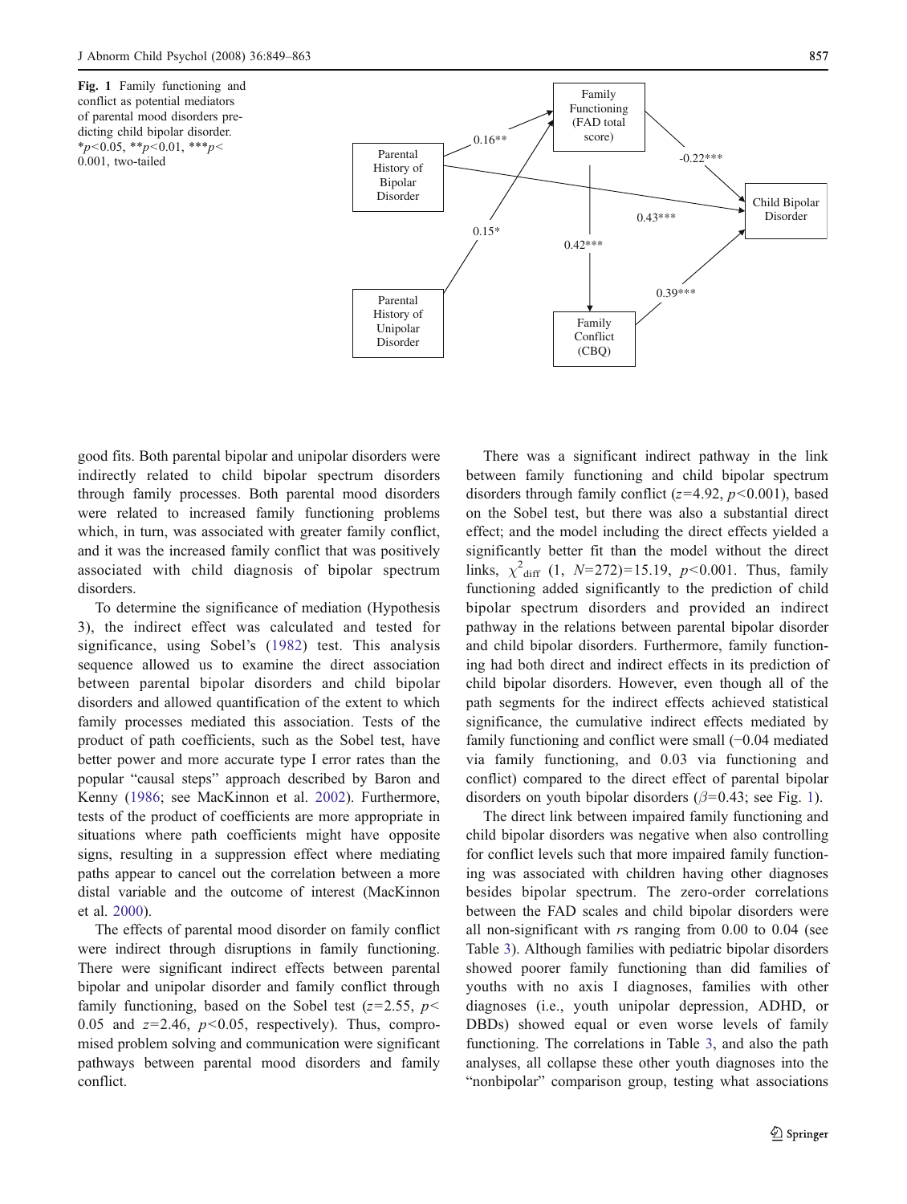**Fig. 1** Family functioning and conflict as potential mediators of parental mood disorders predicting child bipolar disorder. *$p<0.05$, **$p<0.01$, ***$p<0.001$, two-tailed

good fits. Both parental bipolar and unipolar disorders were indirectly related to child bipolar spectrum disorders through family processes. Both parental mood disorders were related to increased family functioning problems which, in turn, was associated with greater family conflict, and it was the increased family conflict that was positively associated with child diagnosis of bipolar spectrum disorders.

To determine the significance of mediation (Hypothesis 3), the indirect effect was calculated and tested for significance, using Sobel's (1982) test. This analysis sequence allowed us to examine the direct association between parental bipolar disorders and child bipolar disorders and allowed quantification of the extent to which family processes mediated this association. Tests of the product of path coefficients, such as the Sobel test, have better power and more accurate type I error rates than the popular "causal steps" approach described by Baron and Kenny (1986; see MacKinnon et al. 2002). Furthermore, tests of the product of coefficients are more appropriate in situations where path coefficients might have opposite signs, resulting in a suppression effect where mediating paths appear to cancel out the correlation between a more distal variable and the outcome of interest (MacKinnon et al. 2000).

The effects of parental mood disorder on family conflict were indirect through disruptions in family functioning. There were significant indirect effects between parental bipolar and unipolar disorder and family conflict through family functioning, based on the Sobel test ($z$=2.55, $p<0.05$ and $z$=2.46, $p<0.05$, respectively). Thus, compromised problem solving and communication were significant pathways between parental mood disorders and family conflict.

There was a significant indirect pathway in the link between family functioning and child bipolar spectrum disorders through family conflict ($z$=4.92, $p<0.001$), based on the Sobel test, but there was also a substantial direct effect; and the model including the direct effects yielded a significantly better fit than the model without the direct links, $\chi^2_{\text{diff}}$ (1, $N$=272)=15.19, $p<0.001$. Thus, family functioning added significantly to the prediction of child bipolar spectrum disorders and provided an indirect pathway in the relations between parental bipolar disorder and child bipolar disorders. Furthermore, family functioning had both direct and indirect effects in its prediction of child bipolar disorders. However, even though all of the path segments for the indirect effects achieved statistical significance, the cumulative indirect effects mediated by family functioning and conflict were small (−0.04 mediated via family functioning, and 0.03 via functioning and conflict) compared to the direct effect of parental bipolar disorders on youth bipolar disorders ($\beta$=0.43; see Fig. 1).

The direct link between impaired family functioning and child bipolar disorders was negative when also controlling for conflict levels such that more impaired family functioning was associated with children having other diagnoses besides bipolar spectrum. The zero-order correlations between the FAD scales and child bipolar disorders were all non-significant with $r$s ranging from 0.00 to 0.04 (see Table 3). Although families with pediatric bipolar disorders showed poorer family functioning than did families of youths with no axis I diagnoses, families with other diagnoses (i.e., youth unipolar depression, ADHD, or DBDs) showed equal or even worse levels of family functioning. The correlations in Table 3, and also the path analyses, all collapse these other youth diagnoses into the "nonbipolar" comparison group, testing what associations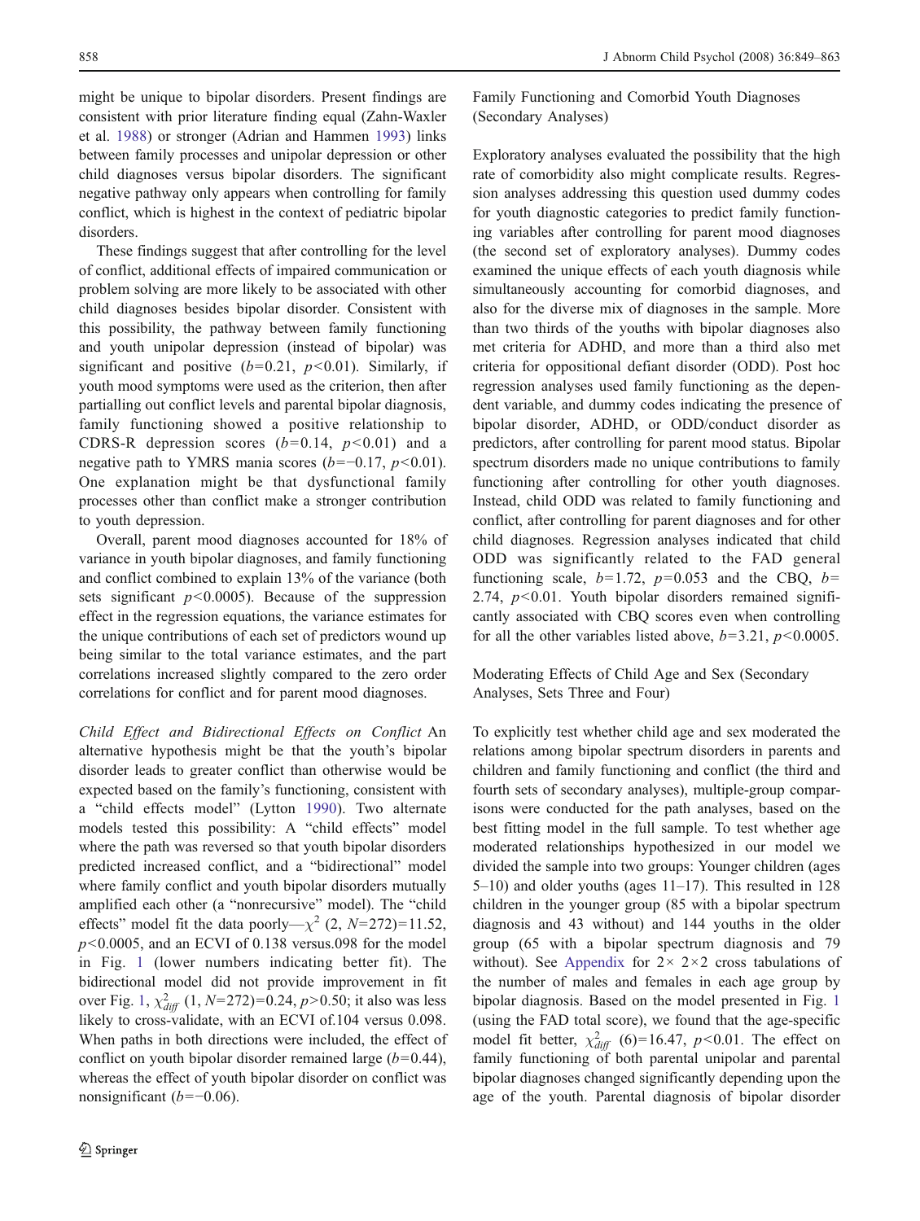might be unique to bipolar disorders. Present findings are consistent with prior literature finding equal (Zahn-Waxler et al. 1988) or stronger (Adrian and Hammen 1993) links between family processes and unipolar depression or other child diagnoses versus bipolar disorders. The significant negative pathway only appears when controlling for family conflict, which is highest in the context of pediatric bipolar disorders.

These findings suggest that after controlling for the level of conflict, additional effects of impaired communication or problem solving are more likely to be associated with other child diagnoses besides bipolar disorder. Consistent with this possibility, the pathway between family functioning and youth unipolar depression (instead of bipolar) was significant and positive ($b=0.21$, $p<0.01$). Similarly, if youth mood symptoms were used as the criterion, then after partialling out conflict levels and parental bipolar diagnosis, family functioning showed a positive relationship to CDRS-R depression scores ($b=0.14$, $p<0.01$) and a negative path to YMRS mania scores ($b=-0.17$, $p<0.01$). One explanation might be that dysfunctional family processes other than conflict make a stronger contribution to youth depression.

Overall, parent mood diagnoses accounted for 18% of variance in youth bipolar diagnoses, and family functioning and conflict combined to explain 13% of the variance (both sets significant $p<0.0005$). Because of the suppression effect in the regression equations, the variance estimates for the unique contributions of each set of predictors wound up being similar to the total variance estimates, and the part correlations increased slightly compared to the zero order correlations for conflict and for parent mood diagnoses.

*Child Effect and Bidirectional Effects on Conflict* An alternative hypothesis might be that the youth's bipolar disorder leads to greater conflict than otherwise would be expected based on the family's functioning, consistent with a "child effects model" (Lytton 1990). Two alternate models tested this possibility: A "child effects" model where the path was reversed so that youth bipolar disorders predicted increased conflict, and a "bidirectional" model where family conflict and youth bipolar disorders mutually amplified each other (a "nonrecursive" model). The "child effects" model fit the data poorly—$\chi^2$ (2, $N=272$)=11.52, $p<0.0005$, and an ECVI of 0.138 versus.098 for the model in Fig. 1 (lower numbers indicating better fit). The bidirectional model did not provide improvement in fit over Fig. 1, $\chi^2_{diff}$ (1, $N=272$)=0.24, $p>0.50$; it also was less likely to cross-validate, with an ECVI of.104 versus 0.098. When paths in both directions were included, the effect of conflict on youth bipolar disorder remained large ($b=0.44$), whereas the effect of youth bipolar disorder on conflict was nonsignificant ($b=-0.06$).

## Family Functioning and Comorbid Youth Diagnoses (Secondary Analyses)

Exploratory analyses evaluated the possibility that the high rate of comorbidity also might complicate results. Regression analyses addressing this question used dummy codes for youth diagnostic categories to predict family functioning variables after controlling for parent mood diagnoses (the second set of exploratory analyses). Dummy codes examined the unique effects of each youth diagnosis while simultaneously accounting for comorbid diagnoses, and also for the diverse mix of diagnoses in the sample. More than two thirds of the youths with bipolar diagnoses also met criteria for ADHD, and more than a third also met criteria for oppositional defiant disorder (ODD). Post hoc regression analyses used family functioning as the dependent variable, and dummy codes indicating the presence of bipolar disorder, ADHD, or ODD/conduct disorder as predictors, after controlling for parent mood status. Bipolar spectrum disorders made no unique contributions to family functioning after controlling for other youth diagnoses. Instead, child ODD was related to family functioning and conflict, after controlling for parent diagnoses and for other child diagnoses. Regression analyses indicated that child ODD was significantly related to the FAD general functioning scale, $b=1.72$, $p=0.053$ and the CBQ, $b=2.74$, $p<0.01$. Youth bipolar disorders remained significantly associated with CBQ scores even when controlling for all the other variables listed above, $b=3.21$, $p<0.0005$.

## Moderating Effects of Child Age and Sex (Secondary Analyses, Sets Three and Four)

To explicitly test whether child age and sex moderated the relations among bipolar spectrum disorders in parents and children and family functioning and conflict (the third and fourth sets of secondary analyses), multiple-group comparisons were conducted for the path analyses, based on the best fitting model in the full sample. To test whether age moderated relationships hypothesized in our model we divided the sample into two groups: Younger children (ages 5–10) and older youths (ages 11–17). This resulted in 128 children in the younger group (85 with a bipolar spectrum diagnosis and 43 without) and 144 youths in the older group (65 with a bipolar spectrum diagnosis and 79 without). See Appendix for 2× 2×2 cross tabulations of the number of males and females in each age group by bipolar diagnosis. Based on the model presented in Fig. 1 (using the FAD total score), we found that the age-specific model fit better, $\chi^2_{diff}$ (6)=16.47, $p<0.01$. The effect on family functioning of both parental unipolar and parental bipolar diagnoses changed significantly depending upon the age of the youth. Parental diagnosis of bipolar disorder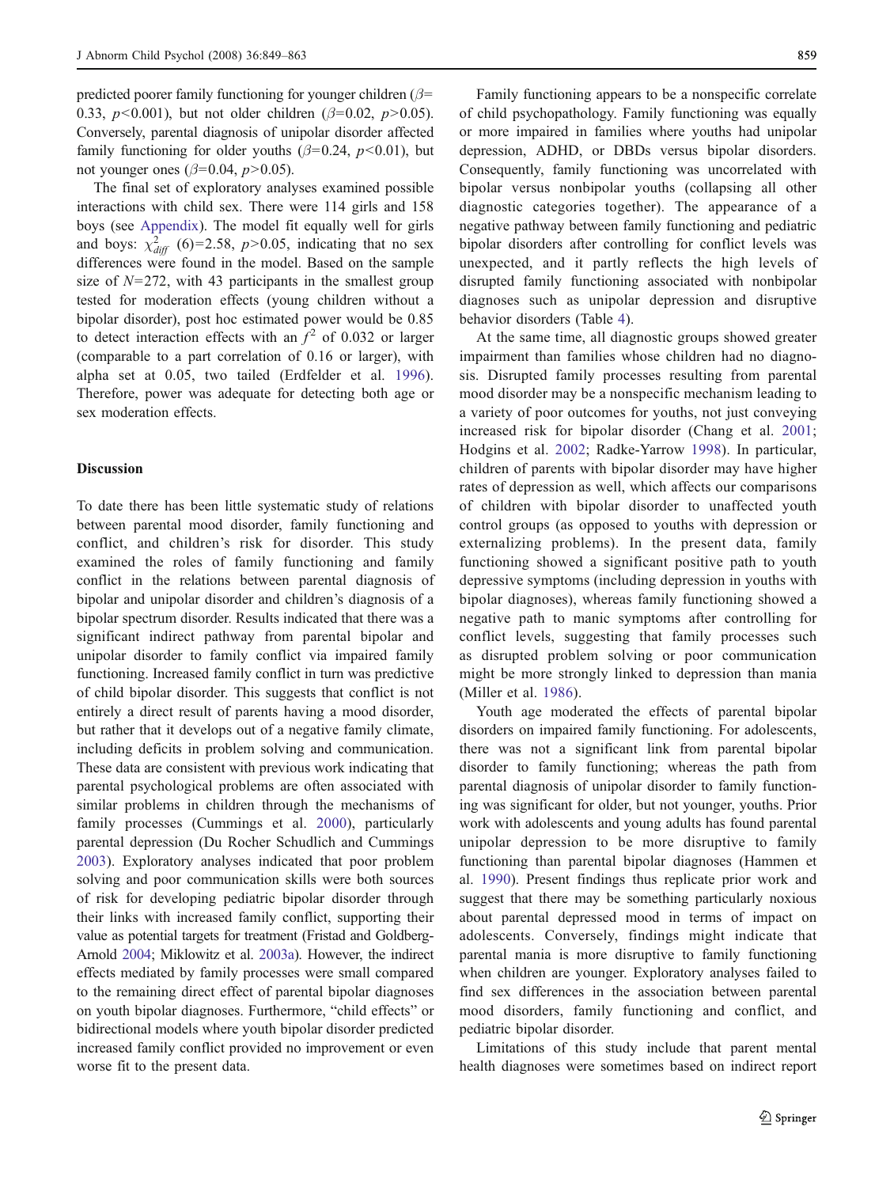predicted poorer family functioning for younger children ($\beta$= 0.33, $p$<0.001), but not older children ($\beta$=0.02, $p$>0.05). Conversely, parental diagnosis of unipolar disorder affected family functioning for older youths ($\beta$=0.24, $p$<0.01), but not younger ones ($\beta$=0.04, $p$>0.05).

The final set of exploratory analyses examined possible interactions with child sex. There were 114 girls and 158 boys (see Appendix). The model fit equally well for girls and boys: $\chi^2_{diff}$ (6)=2.58, $p$>0.05, indicating that no sex differences were found in the model. Based on the sample size of $N$=272, with 43 participants in the smallest group tested for moderation effects (young children without a bipolar disorder), post hoc estimated power would be 0.85 to detect interaction effects with an $f^2$ of 0.032 or larger (comparable to a part correlation of 0.16 or larger), with alpha set at 0.05, two tailed (Erdfelder et al. 1996). Therefore, power was adequate for detecting both age or sex moderation effects.

## Discussion

To date there has been little systematic study of relations between parental mood disorder, family functioning and conflict, and children's risk for disorder. This study examined the roles of family functioning and family conflict in the relations between parental diagnosis of bipolar and unipolar disorder and children's diagnosis of a bipolar spectrum disorder. Results indicated that there was a significant indirect pathway from parental bipolar and unipolar disorder to family conflict via impaired family functioning. Increased family conflict in turn was predictive of child bipolar disorder. This suggests that conflict is not entirely a direct result of parents having a mood disorder, but rather that it develops out of a negative family climate, including deficits in problem solving and communication. These data are consistent with previous work indicating that parental psychological problems are often associated with similar problems in children through the mechanisms of family processes (Cummings et al. 2000), particularly parental depression (Du Rocher Schudlich and Cummings 2003). Exploratory analyses indicated that poor problem solving and poor communication skills were both sources of risk for developing pediatric bipolar disorder through their links with increased family conflict, supporting their value as potential targets for treatment (Fristad and Goldberg-Arnold 2004; Miklowitz et al. 2003a). However, the indirect effects mediated by family processes were small compared to the remaining direct effect of parental bipolar diagnoses on youth bipolar diagnoses. Furthermore, "child effects" or bidirectional models where youth bipolar disorder predicted increased family conflict provided no improvement or even worse fit to the present data.

Family functioning appears to be a nonspecific correlate of child psychopathology. Family functioning was equally or more impaired in families where youths had unipolar depression, ADHD, or DBDs versus bipolar disorders. Consequently, family functioning was uncorrelated with bipolar versus nonbipolar youths (collapsing all other diagnostic categories together). The appearance of a negative pathway between family functioning and pediatric bipolar disorders after controlling for conflict levels was unexpected, and it partly reflects the high levels of disrupted family functioning associated with nonbipolar diagnoses such as unipolar depression and disruptive behavior disorders (Table 4).

At the same time, all diagnostic groups showed greater impairment than families whose children had no diagnosis. Disrupted family processes resulting from parental mood disorder may be a nonspecific mechanism leading to a variety of poor outcomes for youths, not just conveying increased risk for bipolar disorder (Chang et al. 2001; Hodgins et al. 2002; Radke-Yarrow 1998). In particular, children of parents with bipolar disorder may have higher rates of depression as well, which affects our comparisons of children with bipolar disorder to unaffected youth control groups (as opposed to youths with depression or externalizing problems). In the present data, family functioning showed a significant positive path to youth depressive symptoms (including depression in youths with bipolar diagnoses), whereas family functioning showed a negative path to manic symptoms after controlling for conflict levels, suggesting that family processes such as disrupted problem solving or poor communication might be more strongly linked to depression than mania (Miller et al. 1986).

Youth age moderated the effects of parental bipolar disorders on impaired family functioning. For adolescents, there was not a significant link from parental bipolar disorder to family functioning; whereas the path from parental diagnosis of unipolar disorder to family functioning was significant for older, but not younger, youths. Prior work with adolescents and young adults has found parental unipolar depression to be more disruptive to family functioning than parental bipolar diagnoses (Hammen et al. 1990). Present findings thus replicate prior work and suggest that there may be something particularly noxious about parental depressed mood in terms of impact on adolescents. Conversely, findings might indicate that parental mania is more disruptive to family functioning when children are younger. Exploratory analyses failed to find sex differences in the association between parental mood disorders, family functioning and conflict, and pediatric bipolar disorder.

Limitations of this study include that parent mental health diagnoses were sometimes based on indirect report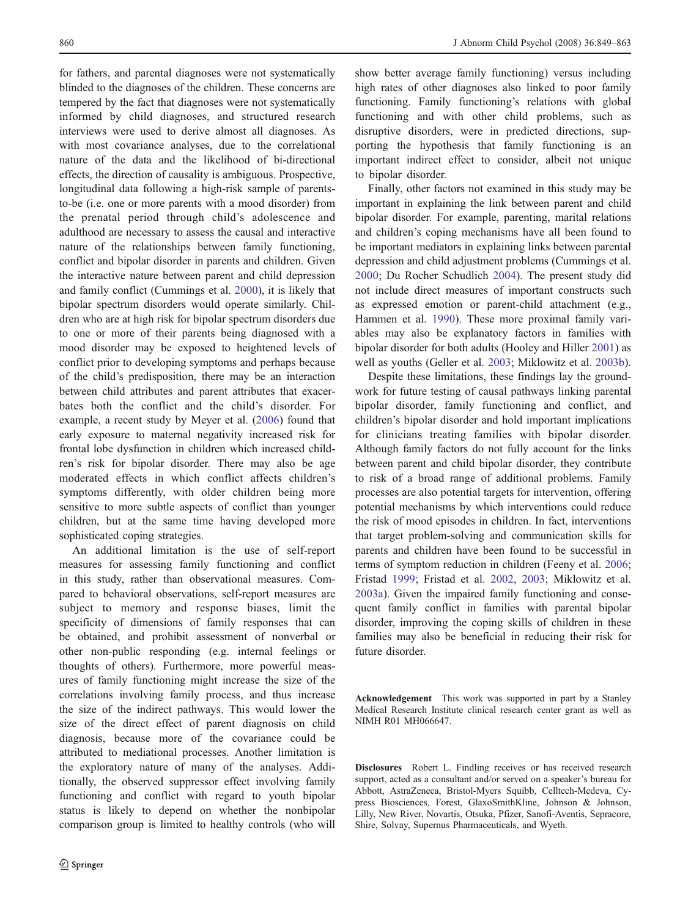for fathers, and parental diagnoses were not systematically blinded to the diagnoses of the children. These concerns are tempered by the fact that diagnoses were not systematically informed by child diagnoses, and structured research interviews were used to derive almost all diagnoses. As with most covariance analyses, due to the correlational nature of the data and the likelihood of bi-directional effects, the direction of causality is ambiguous. Prospective, longitudinal data following a high-risk sample of parents-to-be (i.e. one or more parents with a mood disorder) from the prenatal period through child's adolescence and adulthood are necessary to assess the causal and interactive nature of the relationships between family functioning, conflict and bipolar disorder in parents and children. Given the interactive nature between parent and child depression and family conflict (Cummings et al. 2000), it is likely that bipolar spectrum disorders would operate similarly. Children who are at high risk for bipolar spectrum disorders due to one or more of their parents being diagnosed with a mood disorder may be exposed to heightened levels of conflict prior to developing symptoms and perhaps because of the child's predisposition, there may be an interaction between child attributes and parent attributes that exacerbates both the conflict and the child's disorder. For example, a recent study by Meyer et al. (2006) found that early exposure to maternal negativity increased risk for frontal lobe dysfunction in children which increased children's risk for bipolar disorder. There may also be age moderated effects in which conflict affects children's symptoms differently, with older children being more sensitive to more subtle aspects of conflict than younger children, but at the same time having developed more sophisticated coping strategies.

An additional limitation is the use of self-report measures for assessing family functioning and conflict in this study, rather than observational measures. Compared to behavioral observations, self-report measures are subject to memory and response biases, limit the specificity of dimensions of family responses that can be obtained, and prohibit assessment of nonverbal or other non-public responding (e.g. internal feelings or thoughts of others). Furthermore, more powerful measures of family functioning might increase the size of the correlations involving family process, and thus increase the size of the indirect pathways. This would lower the size of the direct effect of parent diagnosis on child diagnosis, because more of the covariance could be attributed to mediational processes. Another limitation is the exploratory nature of many of the analyses. Additionally, the observed suppressor effect involving family functioning and conflict with regard to youth bipolar status is likely to depend on whether the nonbipolar comparison group is limited to healthy controls (who will show better average family functioning) versus including high rates of other diagnoses also linked to poor family functioning. Family functioning's relations with global functioning and with other child problems, such as disruptive disorders, were in predicted directions, supporting the hypothesis that family functioning is an important indirect effect to consider, albeit not unique to bipolar disorder.

Finally, other factors not examined in this study may be important in explaining the link between parent and child bipolar disorder. For example, parenting, marital relations and children's coping mechanisms have all been found to be important mediators in explaining links between parental depression and child adjustment problems (Cummings et al. 2000; Du Rocher Schudlich 2004). The present study did not include direct measures of important constructs such as expressed emotion or parent-child attachment (e.g., Hammen et al. 1990). These more proximal family variables may also be explanatory factors in families with bipolar disorder for both adults (Hooley and Hiller 2001) as well as youths (Geller et al. 2003; Miklowitz et al. 2003b).

Despite these limitations, these findings lay the groundwork for future testing of causal pathways linking parental bipolar disorder, family functioning and conflict, and children's bipolar disorder and hold important implications for clinicians treating families with bipolar disorder. Although family factors do not fully account for the links between parent and child bipolar disorder, they contribute to risk of a broad range of additional problems. Family processes are also potential targets for intervention, offering potential mechanisms by which interventions could reduce the risk of mood episodes in children. In fact, interventions that target problem-solving and communication skills for parents and children have been found to be successful in terms of symptom reduction in children (Feeny et al. 2006; Fristad 1999; Fristad et al. 2002, 2003; Miklowitz et al. 2003a). Given the impaired family functioning and consequent family conflict in families with parental bipolar disorder, improving the coping skills of children in these families may also be beneficial in reducing their risk for future disorder.

**Acknowledgement** This work was supported in part by a Stanley Medical Research Institute clinical research center grant as well as NIMH R01 MH066647.

**Disclosures** Robert L. Findling receives or has received research support, acted as a consultant and/or served on a speaker's bureau for Abbott, AstraZeneca, Bristol-Myers Squibb, Celltech-Medeva, Cypress Biosciences, Forest, GlaxoSmithKline, Johnson & Johnson, Lilly, New River, Novartis, Otsuka, Pfizer, Sanofi-Aventis, Sepracore, Shire, Solvay, Supernus Pharmaceuticals, and Wyeth.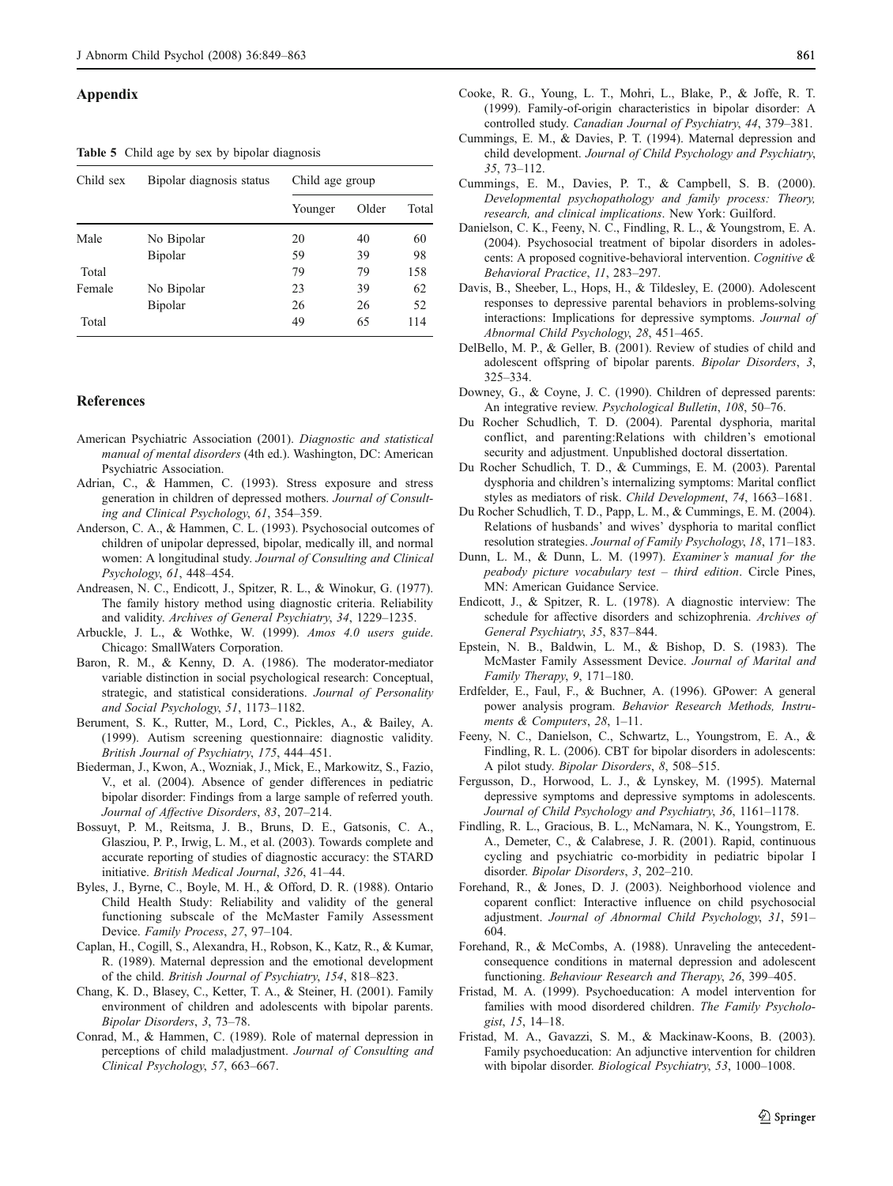## Appendix

**Table 5** Child age by sex by bipolar diagnosis

| Child sex | Bipolar diagnosis status | Child age group | | |
|---|---|---|---|---|
| | | Younger | Older | Total |
| Male | No Bipolar | 20 | 40 | 60 |
| | Bipolar | 59 | 39 | 98 |
| Total | | 79 | 79 | 158 |
| Female | No Bipolar | 23 | 39 | 62 |
| | Bipolar | 26 | 26 | 52 |
| Total | | 49 | 65 | 114 |

## References

American Psychiatric Association (2001). *Diagnostic and statistical manual of mental disorders* (4th ed.). Washington, DC: American Psychiatric Association.

Adrian, C., & Hammen, C. (1993). Stress exposure and stress generation in children of depressed mothers. *Journal of Consulting and Clinical Psychology*, *61*, 354–359.

Anderson, C. A., & Hammen, C. L. (1993). Psychosocial outcomes of children of unipolar depressed, bipolar, medically ill, and normal women: A longitudinal study. *Journal of Consulting and Clinical Psychology*, *61*, 448–454.

Andreasen, N. C., Endicott, J., Spitzer, R. L., & Winokur, G. (1977). The family history method using diagnostic criteria. Reliability and validity. *Archives of General Psychiatry*, *34*, 1229–1235.

Arbuckle, J. L., & Wothke, W. (1999). *Amos 4.0 users guide*. Chicago: SmallWaters Corporation.

Baron, R. M., & Kenny, D. A. (1986). The moderator-mediator variable distinction in social psychological research: Conceptual, strategic, and statistical considerations. *Journal of Personality and Social Psychology*, *51*, 1173–1182.

Berument, S. K., Rutter, M., Lord, C., Pickles, A., & Bailey, A. (1999). Autism screening questionnaire: diagnostic validity. *British Journal of Psychiatry*, *175*, 444–451.

Biederman, J., Kwon, A., Wozniak, J., Mick, E., Markowitz, S., Fazio, V., et al. (2004). Absence of gender differences in pediatric bipolar disorder: Findings from a large sample of referred youth. *Journal of Affective Disorders*, *83*, 207–214.

Bossuyt, P. M., Reitsma, J. B., Bruns, D. E., Gatsonis, C. A., Glasziou, P. P., Irwig, L. M., et al. (2003). Towards complete and accurate reporting of studies of diagnostic accuracy: the STARD initiative. *British Medical Journal*, *326*, 41–44.

Byles, J., Byrne, C., Boyle, M. H., & Offord, D. R. (1988). Ontario Child Health Study: Reliability and validity of the general functioning subscale of the McMaster Family Assessment Device. *Family Process*, *27*, 97–104.

Caplan, H., Cogill, S., Alexandra, H., Robson, K., Katz, R., & Kumar, R. (1989). Maternal depression and the emotional development of the child. *British Journal of Psychiatry*, *154*, 818–823.

Chang, K. D., Blasey, C., Ketter, T. A., & Steiner, H. (2001). Family environment of children and adolescents with bipolar parents. *Bipolar Disorders*, *3*, 73–78.

Conrad, M., & Hammen, C. (1989). Role of maternal depression in perceptions of child maladjustment. *Journal of Consulting and Clinical Psychology*, *57*, 663–667.

Cooke, R. G., Young, L. T., Mohri, L., Blake, P., & Joffe, R. T. (1999). Family-of-origin characteristics in bipolar disorder: A controlled study. *Canadian Journal of Psychiatry*, *44*, 379–381.

Cummings, E. M., & Davies, P. T. (1994). Maternal depression and child development. *Journal of Child Psychology and Psychiatry*, *35*, 73–112.

Cummings, E. M., Davies, P. T., & Campbell, S. B. (2000). *Developmental psychopathology and family process: Theory, research, and clinical implications*. New York: Guilford.

Danielson, C. K., Feeny, N. C., Findling, R. L., & Youngstrom, E. A. (2004). Psychosocial treatment of bipolar disorders in adolescents: A proposed cognitive-behavioral intervention. *Cognitive & Behavioral Practice*, *11*, 283–297.

Davis, B., Sheeber, L., Hops, H., & Tildesley, E. (2000). Adolescent responses to depressive parental behaviors in problems-solving interactions: Implications for depressive symptoms. *Journal of Abnormal Child Psychology*, *28*, 451–465.

DelBello, M. P., & Geller, B. (2001). Review of studies of child and adolescent offspring of bipolar parents. *Bipolar Disorders*, *3*, 325–334.

Downey, G., & Coyne, J. C. (1990). Children of depressed parents: An integrative review. *Psychological Bulletin*, *108*, 50–76.

Du Rocher Schudlich, T. D. (2004). Parental dysphoria, marital conflict, and parenting:Relations with children's emotional security and adjustment. Unpublished doctoral dissertation.

Du Rocher Schudlich, T. D., & Cummings, E. M. (2003). Parental dysphoria and children's internalizing symptoms: Marital conflict styles as mediators of risk. *Child Development*, *74*, 1663–1681.

Du Rocher Schudlich, T. D., Papp, L. M., & Cummings, E. M. (2004). Relations of husbands' and wives' dysphoria to marital conflict resolution strategies. *Journal of Family Psychology*, *18*, 171–183.

Dunn, L. M., & Dunn, L. M. (1997). *Examiner's manual for the peabody picture vocabulary test – third edition*. Circle Pines, MN: American Guidance Service.

Endicott, J., & Spitzer, R. L. (1978). A diagnostic interview: The schedule for affective disorders and schizophrenia. *Archives of General Psychiatry*, *35*, 837–844.

Epstein, N. B., Baldwin, L. M., & Bishop, D. S. (1983). The McMaster Family Assessment Device. *Journal of Marital and Family Therapy*, *9*, 171–180.

Erdfelder, E., Faul, F., & Buchner, A. (1996). GPower: A general power analysis program. *Behavior Research Methods, Instruments & Computers*, *28*, 1–11.

Feeny, N. C., Danielson, C., Schwartz, L., Youngstrom, E. A., & Findling, R. L. (2006). CBT for bipolar disorders in adolescents: A pilot study. *Bipolar Disorders*, *8*, 508–515.

Fergusson, D., Horwood, L. J., & Lynskey, M. (1995). Maternal depressive symptoms and depressive symptoms in adolescents. *Journal of Child Psychology and Psychiatry*, *36*, 1161–1178.

Findling, R. L., Gracious, B. L., McNamara, N. K., Youngstrom, E. A., Demeter, C., & Calabrese, J. R. (2001). Rapid, continuous cycling and psychiatric co-morbidity in pediatric bipolar I disorder. *Bipolar Disorders*, *3*, 202–210.

Forehand, R., & Jones, D. J. (2003). Neighborhood violence and coparent conflict: Interactive influence on child psychosocial adjustment. *Journal of Abnormal Child Psychology*, *31*, 591–604.

Forehand, R., & McCombs, A. (1988). Unraveling the antecedent-consequence conditions in maternal depression and adolescent functioning. *Behaviour Research and Therapy*, *26*, 399–405.

Fristad, M. A. (1999). Psychoeducation: A model intervention for families with mood disordered children. *The Family Psychologist*, *15*, 14–18.

Fristad, M. A., Gavazzi, S. M., & Mackinaw-Koons, B. (2003). Family psychoeducation: An adjunctive intervention for children with bipolar disorder. *Biological Psychiatry*, *53*, 1000–1008.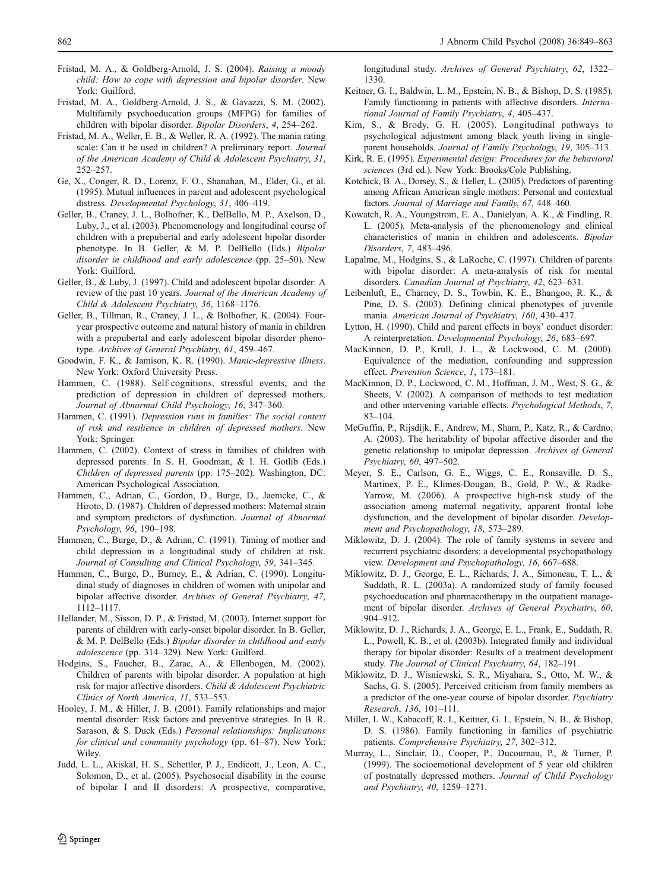Fristad, M. A., & Goldberg-Arnold, J. S. (2004). *Raising a moody child: How to cope with depression and bipolar disorder*. New York: Guilford.

Fristad, M. A., Goldberg-Arnold, J. S., & Gavazzi, S. M. (2002). Multifamily psychoeducation groups (MFPG) for families of children with bipolar disorder. *Bipolar Disorders*, *4*, 254–262.

Fristad, M. A., Weller, E. B., & Weller, R. A. (1992). The mania rating scale: Can it be used in children? A preliminary report. *Journal of the American Academy of Child & Adolescent Psychiatry*, *31*, 252–257.

Ge, X., Conger, R. D., Lorenz, F. O., Shanahan, M., Elder, G., et al. (1995). Mutual influences in parent and adolescent psychological distress. *Developmental Psychology*, *31*, 406–419.

Geller, B., Craney, J. L., Bolhofner, K., DelBello, M. P., Axelson, D., Luby, J., et al. (2003). Phenomenology and longitudinal course of children with a prepubertal and early adolescent bipolar disorder phenotype. In B. Geller, & M. P. DelBello (Eds.) *Bipolar disorder in childhood and early adolescence* (pp. 25–50). New York: Guilford.

Geller, B., & Luby, J. (1997). Child and adolescent bipolar disorder: A review of the past 10 years. *Journal of the American Academy of Child & Adolescent Psychiatry*, *36*, 1168–1176.

Geller, B., Tillman, R., Craney, J. L., & Bolhofner, K. (2004). Four-year prospective outcome and natural history of mania in children with a prepubertal and early adolescent bipolar disorder phenotype. *Archives of General Psychiatry*, *61*, 459–467.

Goodwin, F. K., & Jamison, K. R. (1990). *Manic-depressive illness*. New York: Oxford University Press.

Hammen, C. (1988). Self-cognitions, stressful events, and the prediction of depression in children of depressed mothers. *Journal of Abnormal Child Psychology*, *16*, 347–360.

Hammen, C. (1991). *Depression runs in families: The social context of risk and resilience in children of depressed mothers*. New York: Springer.

Hammen, C. (2002). Context of stress in families of children with depressed parents. In S. H. Goodman, & I. H. Gotlib (Eds.) *Children of depressed parents* (pp. 175–202). Washington, DC: American Psychological Association.

Hammen, C., Adrian, C., Gordon, D., Burge, D., Jaenicke, C., & Hiroto, D. (1987). Children of depressed mothers: Maternal strain and symptom predictors of dysfunction. *Journal of Abnormal Psychology*, *96*, 190–198.

Hammen, C., Burge, D., & Adrian, C. (1991). Timing of mother and child depression in a longitudinal study of children at risk. *Journal of Consulting and Clinical Psychology*, *59*, 341–345.

Hammen, C., Burge, D., Burney, E., & Adrian, C. (1990). Longitudinal study of diagnoses in children of women with unipolar and bipolar affective disorder. *Archives of General Psychiatry*, *47*, 1112–1117.

Hellander, M., Sisson, D. P., & Fristad, M. (2003). Internet support for parents of children with early-onset bipolar disorder. In B. Geller, & M. P. DelBello (Eds.) *Bipolar disorder in childhood and early adolescence* (pp. 314–329). New York: Guilford.

Hodgins, S., Faucher, B., Zarac, A., & Ellenbogen, M. (2002). Children of parents with bipolar disorder. A population at high risk for major affective disorders. *Child & Adolescent Psychiatric Clinics of North America*, *11*, 533–553.

Hooley, J. M., & Hiller, J. B. (2001). Family relationships and major mental disorder: Risk factors and preventive strategies. In B. R. Sarason, & S. Duck (Eds.) *Personal relationships: Implications for clinical and community psychology* (pp. 61–87). New York: Wiley.

Judd, L. L., Akiskal, H. S., Schettler, P. J., Endicott, J., Leon, A. C., Solomon, D., et al. (2005). Psychosocial disability in the course of bipolar I and II disorders: A prospective, comparative, longitudinal study. *Archives of General Psychiatry*, *62*, 1322–1330.

Keitner, G. I., Baldwin, L. M., Epstein, N. B., & Bishop, D. S. (1985). Family functioning in patients with affective disorders. *International Journal of Family Psychiatry*, *4*, 405–437.

Kim, S., & Brody, G. H. (2005). Longitudinal pathways to psychological adjustment among black youth living in single-parent households. *Journal of Family Psychology*, *19*, 305–313.

Kirk, R. E. (1995). *Experimental design: Procedures for the behavioral sciences* (3rd ed.). New York: Brooks/Cole Publishing.

Kotchick, B. A., Dorsey, S., & Heller, L. (2005). Predictors of parenting among African American single mothers: Personal and contextual factors. *Journal of Marriage and Family*, *67*, 448–460.

Kowatch, R. A., Youngstrom, E. A., Danielyan, A. K., & Findling, R. L. (2005). Meta-analysis of the phenomenology and clinical characteristics of mania in children and adolescents. *Bipolar Disorders*, *7*, 483–496.

Lapalme, M., Hodgins, S., & LaRoche, C. (1997). Children of parents with bipolar disorder: A meta-analysis of risk for mental disorders. *Canadian Journal of Psychiatry*, *42*, 623–631.

Leibenluft, E., Charney, D. S., Towbin, K. E., Bhangoo, R. K., & Pine, D. S. (2003). Defining clinical phenotypes of juvenile mania. *American Journal of Psychiatry*, *160*, 430–437.

Lytton, H. (1990). Child and parent effects in boys' conduct disorder: A reinterpretation. *Developmental Psychology*, *26*, 683–697.

MacKinnon, D. P., Krull, J. L., & Lockwood, C. M. (2000). Equivalence of the mediation, confounding and suppression effect. *Prevention Science*, *1*, 173–181.

MacKinnon, D. P., Lockwood, C. M., Hoffman, J. M., West, S. G., & Sheets, V. (2002). A comparison of methods to test mediation and other intervening variable effects. *Psychological Methods*, *7*, 83–104.

McGuffin, P., Rijsdijk, F., Andrew, M., Sham, P., Katz, R., & Cardno, A. (2003). The heritability of bipolar affective disorder and the genetic relationship to unipolar depression. *Archives of General Psychiatry*, *60*, 497–502.

Meyer, S. E., Carlson, G. E., Wiggs, C. E., Ronsaville, D. S., Martinex, P. E., Klimes-Dougan, B., Gold, P. W., & Radke-Yarrow, M. (2006). A prospective high-risk study of the association among maternal negativity, apparent frontal lobe dysfunction, and the development of bipolar disorder. *Development and Psychopathology*, *18*, 573–289.

Miklowitz, D. J. (2004). The role of family systems in severe and recurrent psychiatric disorders: a developmental psychopathology view. *Development and Psychopathology*, *16*, 667–688.

Miklowitz, D. J., George, E. L., Richards, J. A., Simoneau, T. L., & Suddath, R. L. (2003a). A randomized study of family focused psychoeducation and pharmacotherapy in the outpatient management of bipolar disorder. *Archives of General Psychiatry*, *60*, 904–912.

Miklowitz, D. J., Richards, J. A., George, E. L., Frank, E., Suddath, R. L., Powell, K. B., et al. (2003b). Integrated family and individual therapy for bipolar disorder: Results of a treatment development study. *The Journal of Clinical Psychiatry*, *64*, 182–191.

Miklowitz, D. J., Wisniewski, S. R., Miyahara, S., Otto, M. W., & Sachs, G. S. (2005). Perceived criticism from family members as a predictor of the one-year course of bipolar disorder. *Psychiatry Research*, *136*, 101–111.

Miller, I. W., Kabacoff, R. I., Keitner, G. I., Epstein, N. B., & Bishop, D. S. (1986). Family functioning in families of psychiatric patients. *Comprehensive Psychiatry*, *27*, 302–312.

Murray, L., Sinclair, D., Cooper, P., Ducournau, P., & Turner, P. (1999). The socioemotional development of 5 year old children of postnatally depressed mothers. *Journal of Child Psychology and Psychiatry*, *40*, 1259–1271.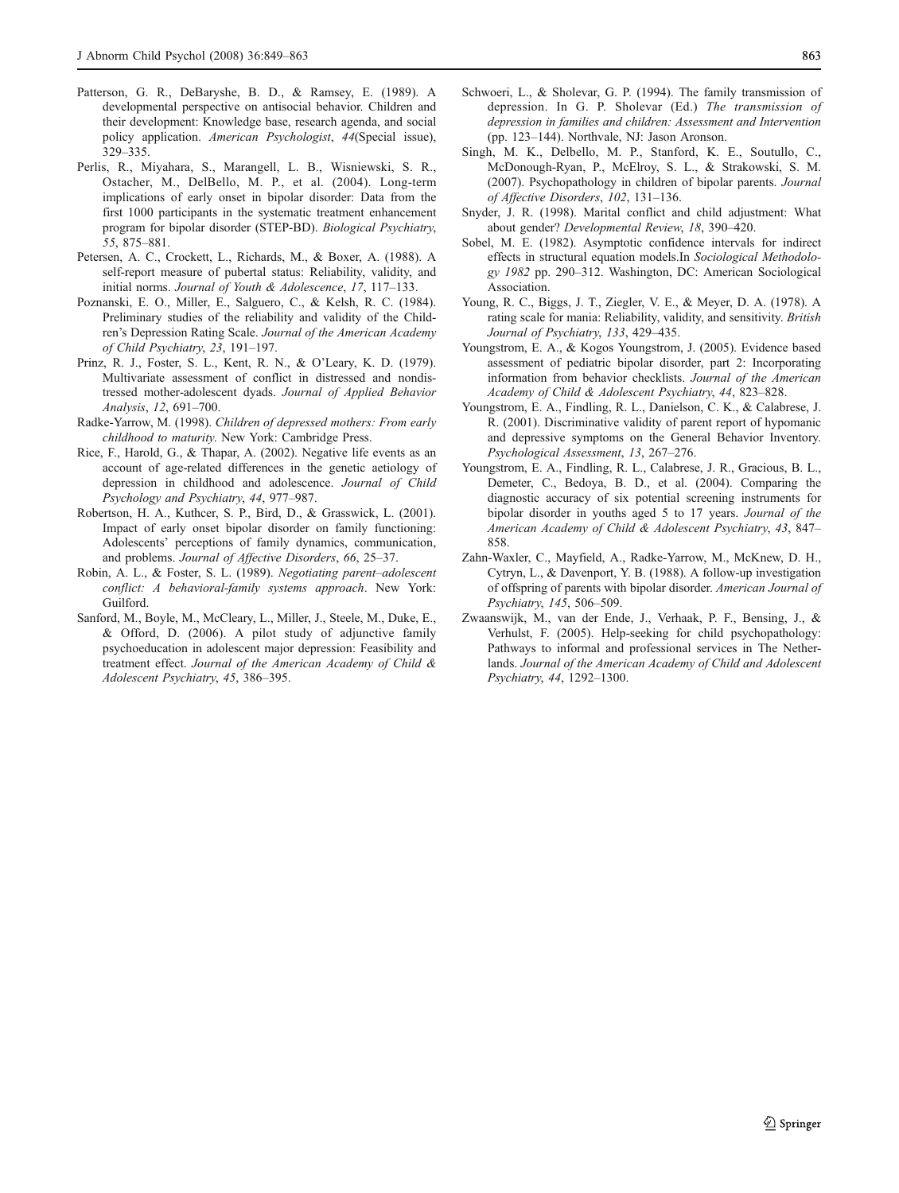Patterson, G. R., DeBaryshe, B. D., & Ramsey, E. (1989). A developmental perspective on antisocial behavior. Children and their development: Knowledge base, research agenda, and social policy application. *American Psychologist*, *44*(Special issue), 329–335.

Perlis, R., Miyahara, S., Marangell, L. B., Wisniewski, S. R., Ostacher, M., DelBello, M. P., et al. (2004). Long-term implications of early onset in bipolar disorder: Data from the first 1000 participants in the systematic treatment enhancement program for bipolar disorder (STEP-BD). *Biological Psychiatry*, *55*, 875–881.

Petersen, A. C., Crockett, L., Richards, M., & Boxer, A. (1988). A self-report measure of pubertal status: Reliability, validity, and initial norms. *Journal of Youth & Adolescence*, *17*, 117–133.

Poznanski, E. O., Miller, E., Salguero, C., & Kelsh, R. C. (1984). Preliminary studies of the reliability and validity of the Children's Depression Rating Scale. *Journal of the American Academy of Child Psychiatry*, *23*, 191–197.

Prinz, R. J., Foster, S. L., Kent, R. N., & O'Leary, K. D. (1979). Multivariate assessment of conflict in distressed and nondistressed mother-adolescent dyads. *Journal of Applied Behavior Analysis*, *12*, 691–700.

Radke-Yarrow, M. (1998). *Children of depressed mothers: From early childhood to maturity*. New York: Cambridge Press.

Rice, F., Harold, G., & Thapar, A. (2002). Negative life events as an account of age-related differences in the genetic aetiology of depression in childhood and adolescence. *Journal of Child Psychology and Psychiatry*, *44*, 977–987.

Robertson, H. A., Kuthcer, S. P., Bird, D., & Grasswick, L. (2001). Impact of early onset bipolar disorder on family functioning: Adolescents' perceptions of family dynamics, communication, and problems. *Journal of Affective Disorders*, *66*, 25–37.

Robin, A. L., & Foster, S. L. (1989). *Negotiating parent–adolescent conflict: A behavioral-family systems approach*. New York: Guilford.

Sanford, M., Boyle, M., McCleary, L., Miller, J., Steele, M., Duke, E., & Offord, D. (2006). A pilot study of adjunctive family psychoeducation in adolescent major depression: Feasibility and treatment effect. *Journal of the American Academy of Child & Adolescent Psychiatry*, *45*, 386–395.

Schwoeri, L., & Sholevar, G. P. (1994). The family transmission of depression. In G. P. Sholevar (Ed.) *The transmission of depression in families and children: Assessment and Intervention* (pp. 123–144). Northvale, NJ: Jason Aronson.

Singh, M. K., Delbello, M. P., Stanford, K. E., Soutullo, C., McDonough-Ryan, P., McElroy, S. L., & Strakowski, S. M. (2007). Psychopathology in children of bipolar parents. *Journal of Affective Disorders*, *102*, 131–136.

Snyder, J. R. (1998). Marital conflict and child adjustment: What about gender? *Developmental Review*, *18*, 390–420.

Sobel, M. E. (1982). Asymptotic confidence intervals for indirect effects in structural equation models.In *Sociological Methodology 1982* pp. 290–312. Washington, DC: American Sociological Association.

Young, R. C., Biggs, J. T., Ziegler, V. E., & Meyer, D. A. (1978). A rating scale for mania: Reliability, validity, and sensitivity. *British Journal of Psychiatry*, *133*, 429–435.

Youngstrom, E. A., & Kogos Youngstrom, J. (2005). Evidence based assessment of pediatric bipolar disorder, part 2: Incorporating information from behavior checklists. *Journal of the American Academy of Child & Adolescent Psychiatry*, *44*, 823–828.

Youngstrom, E. A., Findling, R. L., Danielson, C. K., & Calabrese, J. R. (2001). Discriminative validity of parent report of hypomanic and depressive symptoms on the General Behavior Inventory. *Psychological Assessment*, *13*, 267–276.

Youngstrom, E. A., Findling, R. L., Calabrese, J. R., Gracious, B. L., Demeter, C., Bedoya, B. D., et al. (2004). Comparing the diagnostic accuracy of six potential screening instruments for bipolar disorder in youths aged 5 to 17 years. *Journal of the American Academy of Child & Adolescent Psychiatry*, *43*, 847–858.

Zahn-Waxler, C., Mayfield, A., Radke-Yarrow, M., McKnew, D. H., Cytryn, L., & Davenport, Y. B. (1988). A follow-up investigation of offspring of parents with bipolar disorder. *American Journal of Psychiatry*, *145*, 506–509.

Zwaanswijk, M., van der Ende, J., Verhaak, P. F., Bensing, J., & Verhulst, F. (2005). Help-seeking for child psychopathology: Pathways to informal and professional services in The Netherlands. *Journal of the American Academy of Child and Adolescent Psychiatry*, *44*, 1292–1300.